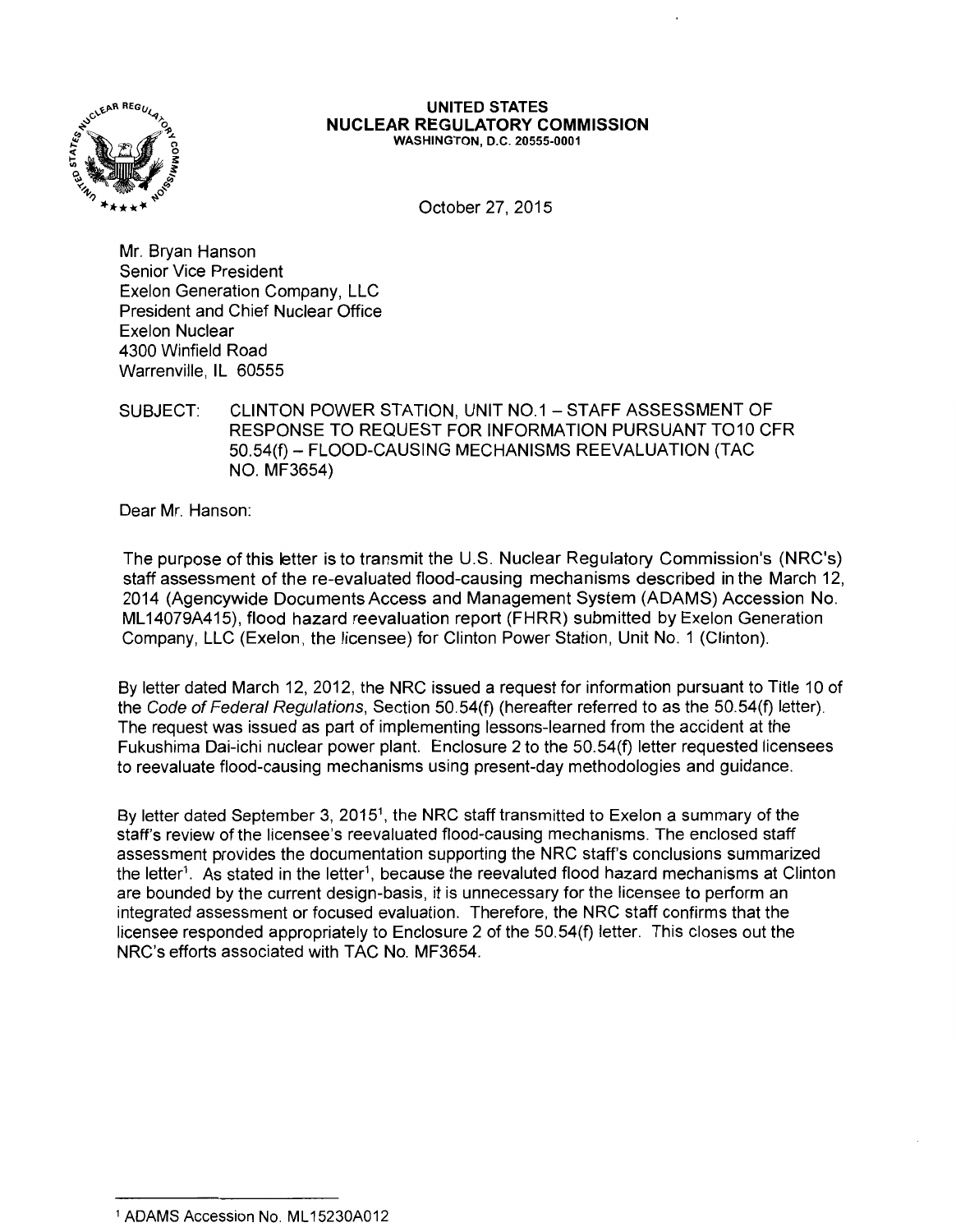**UNITED STATES**
**NUCLEAR REGULATORY COMMISSION**
WASHINGTON, D.C. 20555-0001

October 27, 2015

Mr. Bryan Hanson
Senior Vice President
Exelon Generation Company, LLC
President and Chief Nuclear Office
Exelon Nuclear
4300 Winfield Road
Warrenville, IL 60555

SUBJECT: CLINTON POWER STATION, UNIT NO.1 – STAFF ASSESSMENT OF RESPONSE TO REQUEST FOR INFORMATION PURSUANT TO10 CFR 50.54(f) – FLOOD-CAUSING MECHANISMS REEVALUATION (TAC NO. MF3654)

Dear Mr. Hanson:

The purpose of this letter is to transmit the U.S. Nuclear Regulatory Commission's (NRC's) staff assessment of the re-evaluated flood-causing mechanisms described in the March 12, 2014 (Agencywide Documents Access and Management System (ADAMS) Accession No. ML14079A415), flood hazard reevaluation report (FHRR) submitted by Exelon Generation Company, LLC (Exelon, the licensee) for Clinton Power Station, Unit No. 1 (Clinton).

By letter dated March 12, 2012, the NRC issued a request for information pursuant to Title 10 of the *Code of Federal Regulations*, Section 50.54(f) (hereafter referred to as the 50.54(f) letter). The request was issued as part of implementing lessons-learned from the accident at the Fukushima Dai-ichi nuclear power plant. Enclosure 2 to the 50.54(f) letter requested licensees to reevaluate flood-causing mechanisms using present-day methodologies and guidance.

By letter dated September 3, 2015[1], the NRC staff transmitted to Exelon a summary of the staff's review of the licensee's reevaluated flood-causing mechanisms. The enclosed staff assessment provides the documentation supporting the NRC staff's conclusions summarized the letter[1]. As stated in the letter[1], because the reevaluted flood hazard mechanisms at Clinton are bounded by the current design-basis, it is unnecessary for the licensee to perform an integrated assessment or focused evaluation. Therefore, the NRC staff confirms that the licensee responded appropriately to Enclosure 2 of the 50.54(f) letter. This closes out the NRC's efforts associated with TAC No. MF3654.

[1] ADAMS Accession No. ML15230A012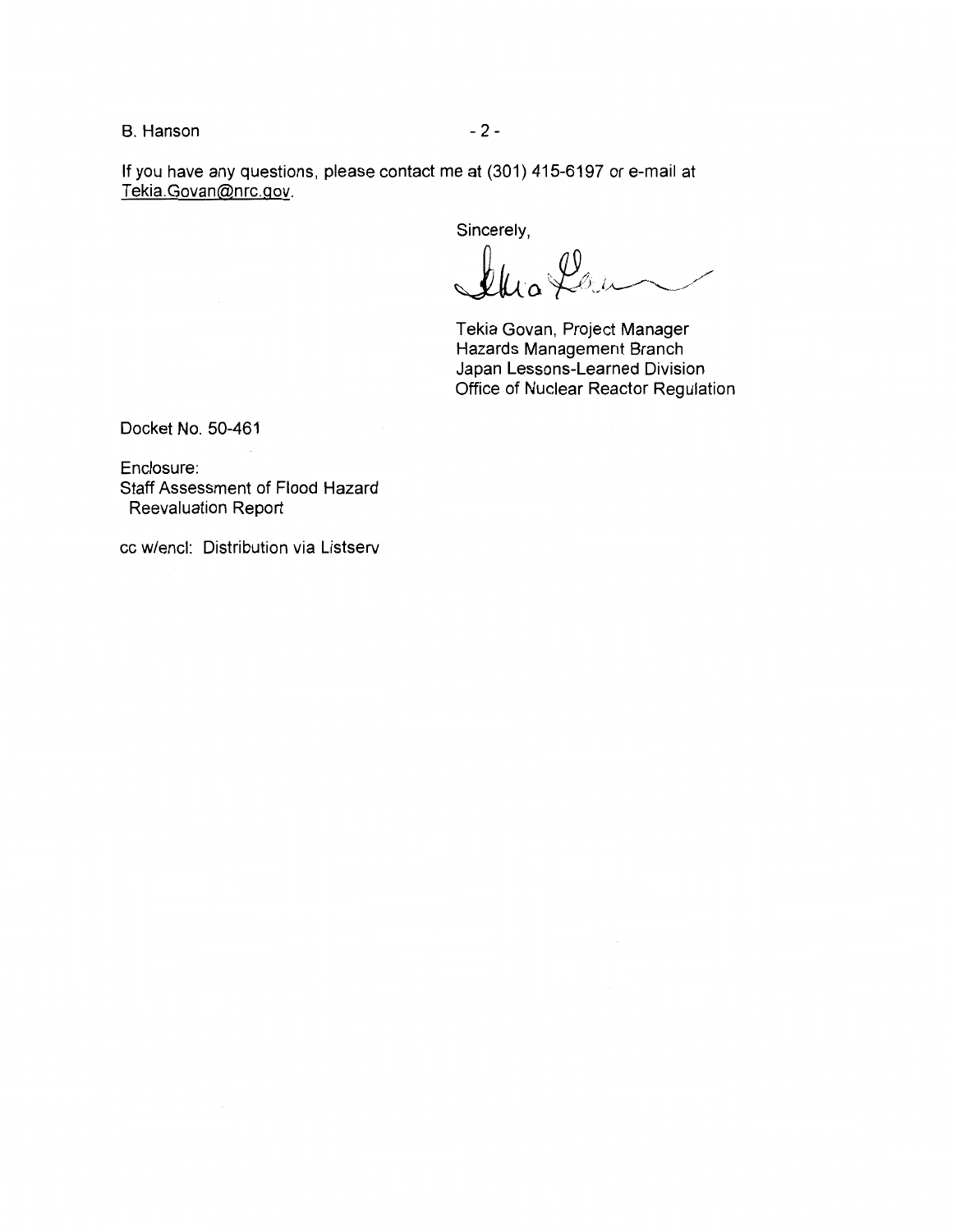If you have any questions, please contact me at (301) 415-6197 or e-mail at Tekia.Govan@nrc.gov.

Sincerely,

Tekia Govan, Project Manager
Hazards Management Branch
Japan Lessons-Learned Division
Office of Nuclear Reactor Regulation

Docket No. 50-461

Enclosure:
Staff Assessment of Flood Hazard Reevaluation Report

cc w/encl: Distribution via Listserv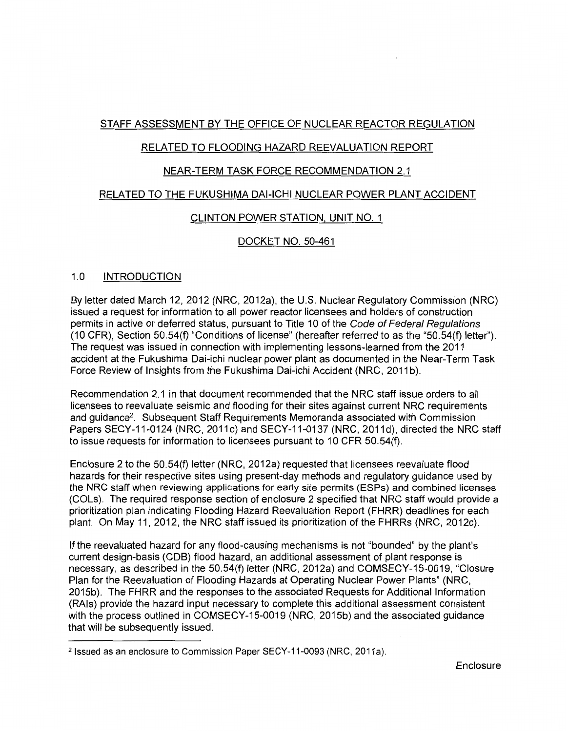STAFF ASSESSMENT BY THE OFFICE OF NUCLEAR REACTOR REGULATION

RELATED TO FLOODING HAZARD REEVALUATION REPORT

NEAR-TERM TASK FORCE RECOMMENDATION 2.1

RELATED TO THE FUKUSHIMA DAI-ICHI NUCLEAR POWER PLANT ACCIDENT

CLINTON POWER STATION, UNIT NO. 1

DOCKET NO. 50-461

## 1.0 INTRODUCTION

By letter dated March 12, 2012 (NRC, 2012a), the U.S. Nuclear Regulatory Commission (NRC) issued a request for information to all power reactor licensees and holders of construction permits in active or deferred status, pursuant to Title 10 of the *Code of Federal Regulations* (10 CFR), Section 50.54(f) "Conditions of license" (hereafter referred to as the "50.54(f) letter"). The request was issued in connection with implementing lessons-learned from the 2011 accident at the Fukushima Dai-ichi nuclear power plant as documented in the Near-Term Task Force Review of Insights from the Fukushima Dai-ichi Accident (NRC, 2011b).

Recommendation 2.1 in that document recommended that the NRC staff issue orders to all licensees to reevaluate seismic and flooding for their sites against current NRC requirements and guidance[2]. Subsequent Staff Requirements Memoranda associated with Commission Papers SECY-11-0124 (NRC, 2011c) and SECY-11-0137 (NRC, 2011d), directed the NRC staff to issue requests for information to licensees pursuant to 10 CFR 50.54(f).

Enclosure 2 to the 50.54(f) letter (NRC, 2012a) requested that licensees reevaluate flood hazards for their respective sites using present-day methods and regulatory guidance used by the NRC staff when reviewing applications for early site permits (ESPs) and combined licenses (COLs). The required response section of enclosure 2 specified that NRC staff would provide a prioritization plan indicating Flooding Hazard Reevaluation Report (FHRR) deadlines for each plant. On May 11, 2012, the NRC staff issued its prioritization of the FHRRs (NRC, 2012c).

If the reevaluated hazard for any flood-causing mechanisms is not "bounded" by the plant's current design-basis (CDB) flood hazard, an additional assessment of plant response is necessary, as described in the 50.54(f) letter (NRC, 2012a) and COMSECY-15-0019, "Closure Plan for the Reevaluation of Flooding Hazards at Operating Nuclear Power Plants" (NRC, 2015b). The FHRR and the responses to the associated Requests for Additional Information (RAIs) provide the hazard input necessary to complete this additional assessment consistent with the process outlined in COMSECY-15-0019 (NRC, 2015b) and the associated guidance that will be subsequently issued.

[2] Issued as an enclosure to Commission Paper SECY-11-0093 (NRC, 2011a).

Enclosure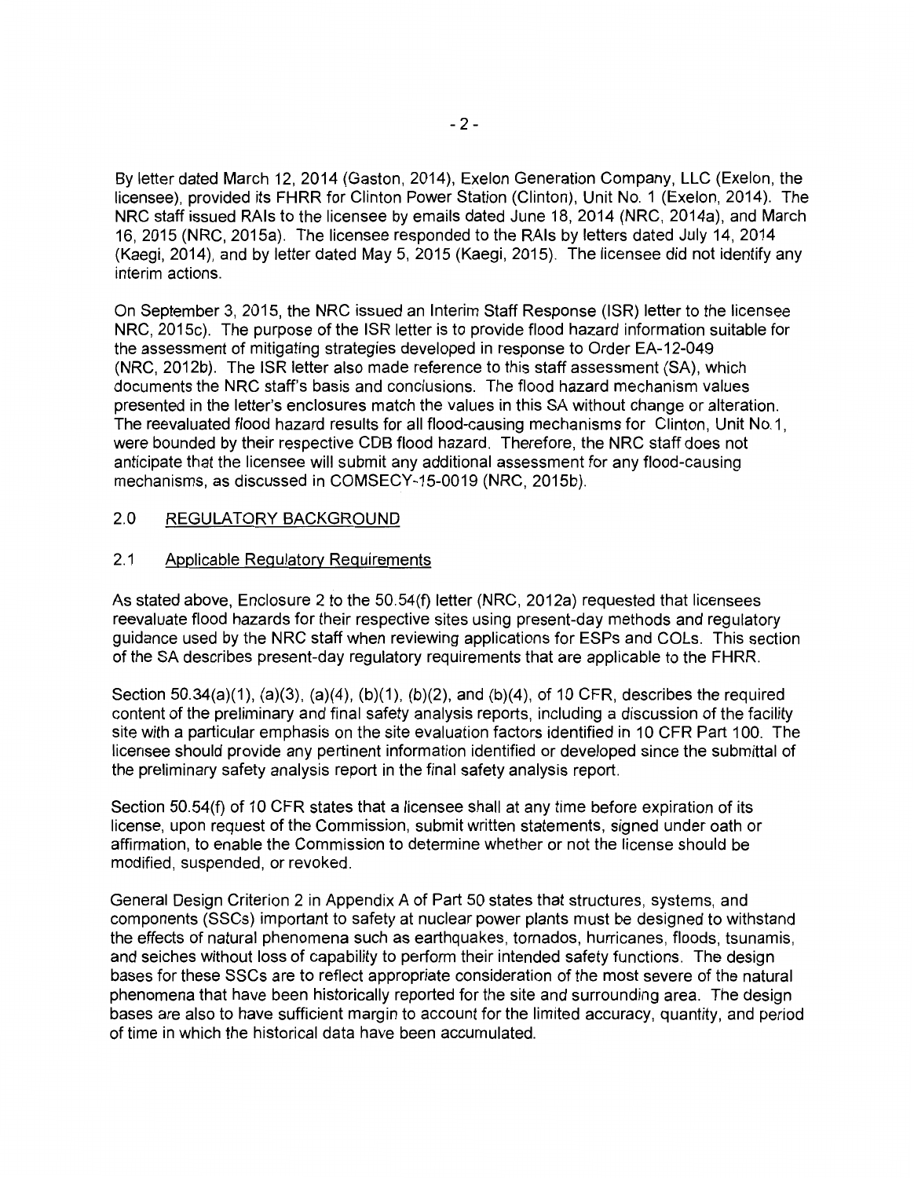By letter dated March 12, 2014 (Gaston, 2014), Exelon Generation Company, LLC (Exelon, the licensee), provided its FHRR for Clinton Power Station (Clinton), Unit No. 1 (Exelon, 2014). The NRC staff issued RAIs to the licensee by emails dated June 18, 2014 (NRC, 2014a), and March 16, 2015 (NRC, 2015a). The licensee responded to the RAIs by letters dated July 14, 2014 (Kaegi, 2014), and by letter dated May 5, 2015 (Kaegi, 2015). The licensee did not identify any interim actions.

On September 3, 2015, the NRC issued an Interim Staff Response (ISR) letter to the licensee NRC, 2015c). The purpose of the ISR letter is to provide flood hazard information suitable for the assessment of mitigating strategies developed in response to Order EA-12-049 (NRC, 2012b). The ISR letter also made reference to this staff assessment (SA), which documents the NRC staff's basis and conclusions. The flood hazard mechanism values presented in the letter's enclosures match the values in this SA without change or alteration. The reevaluated flood hazard results for all flood-causing mechanisms for Clinton, Unit No.1, were bounded by their respective CDB flood hazard. Therefore, the NRC staff does not anticipate that the licensee will submit any additional assessment for any flood-causing mechanisms, as discussed in COMSECY-15-0019 (NRC, 2015b).

## 2.0 REGULATORY BACKGROUND

### 2.1 Applicable Regulatory Requirements

As stated above, Enclosure 2 to the 50.54(f) letter (NRC, 2012a) requested that licensees reevaluate flood hazards for their respective sites using present-day methods and regulatory guidance used by the NRC staff when reviewing applications for ESPs and COLs. This section of the SA describes present-day regulatory requirements that are applicable to the FHRR.

Section 50.34(a)(1), (a)(3), (a)(4), (b)(1), (b)(2), and (b)(4), of 10 CFR, describes the required content of the preliminary and final safety analysis reports, including a discussion of the facility site with a particular emphasis on the site evaluation factors identified in 10 CFR Part 100. The licensee should provide any pertinent information identified or developed since the submittal of the preliminary safety analysis report in the final safety analysis report.

Section 50.54(f) of 10 CFR states that a licensee shall at any time before expiration of its license, upon request of the Commission, submit written statements, signed under oath or affirmation, to enable the Commission to determine whether or not the license should be modified, suspended, or revoked.

General Design Criterion 2 in Appendix A of Part 50 states that structures, systems, and components (SSCs) important to safety at nuclear power plants must be designed to withstand the effects of natural phenomena such as earthquakes, tornados, hurricanes, floods, tsunamis, and seiches without loss of capability to perform their intended safety functions. The design bases for these SSCs are to reflect appropriate consideration of the most severe of the natural phenomena that have been historically reported for the site and surrounding area. The design bases are also to have sufficient margin to account for the limited accuracy, quantity, and period of time in which the historical data have been accumulated.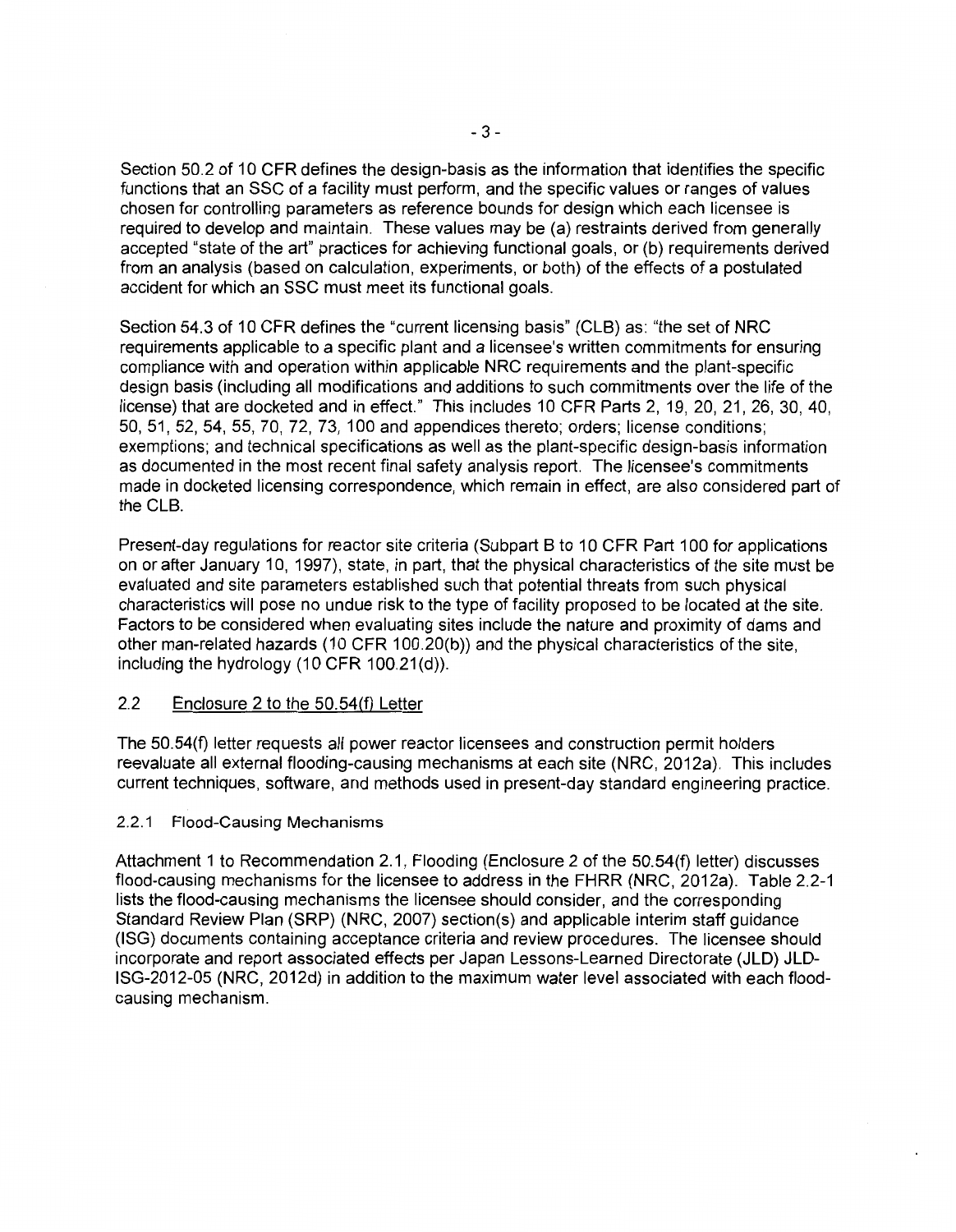Section 50.2 of 10 CFR defines the design-basis as the information that identifies the specific functions that an SSC of a facility must perform, and the specific values or ranges of values chosen for controlling parameters as reference bounds for design which each licensee is required to develop and maintain. These values may be (a) restraints derived from generally accepted "state of the art" practices for achieving functional goals, or (b) requirements derived from an analysis (based on calculation, experiments, or both) of the effects of a postulated accident for which an SSC must meet its functional goals.

Section 54.3 of 10 CFR defines the "current licensing basis" (CLB) as: "the set of NRC requirements applicable to a specific plant and a licensee's written commitments for ensuring compliance with and operation within applicable NRC requirements and the plant-specific design basis (including all modifications and additions to such commitments over the life of the license) that are docketed and in effect." This includes 10 CFR Parts 2, 19, 20, 21, 26, 30, 40, 50, 51, 52, 54, 55, 70, 72, 73, 100 and appendices thereto; orders; license conditions; exemptions; and technical specifications as well as the plant-specific design-basis information as documented in the most recent final safety analysis report. The licensee's commitments made in docketed licensing correspondence, which remain in effect, are also considered part of the CLB.

Present-day regulations for reactor site criteria (Subpart B to 10 CFR Part 100 for applications on or after January 10, 1997), state, in part, that the physical characteristics of the site must be evaluated and site parameters established such that potential threats from such physical characteristics will pose no undue risk to the type of facility proposed to be located at the site. Factors to be considered when evaluating sites include the nature and proximity of dams and other man-related hazards (10 CFR 100.20(b)) and the physical characteristics of the site, including the hydrology (10 CFR 100.21(d)).

## 2.2 Enclosure 2 to the 50.54(f) Letter

The 50.54(f) letter requests all power reactor licensees and construction permit holders reevaluate all external flooding-causing mechanisms at each site (NRC, 2012a). This includes current techniques, software, and methods used in present-day standard engineering practice.

### 2.2.1 Flood-Causing Mechanisms

Attachment 1 to Recommendation 2.1, Flooding (Enclosure 2 of the 50.54(f) letter) discusses flood-causing mechanisms for the licensee to address in the FHRR (NRC, 2012a). Table 2.2-1 lists the flood-causing mechanisms the licensee should consider, and the corresponding Standard Review Plan (SRP) (NRC, 2007) section(s) and applicable interim staff guidance (ISG) documents containing acceptance criteria and review procedures. The licensee should incorporate and report associated effects per Japan Lessons-Learned Directorate (JLD) JLD-ISG-2012-05 (NRC, 2012d) in addition to the maximum water level associated with each flood-causing mechanism.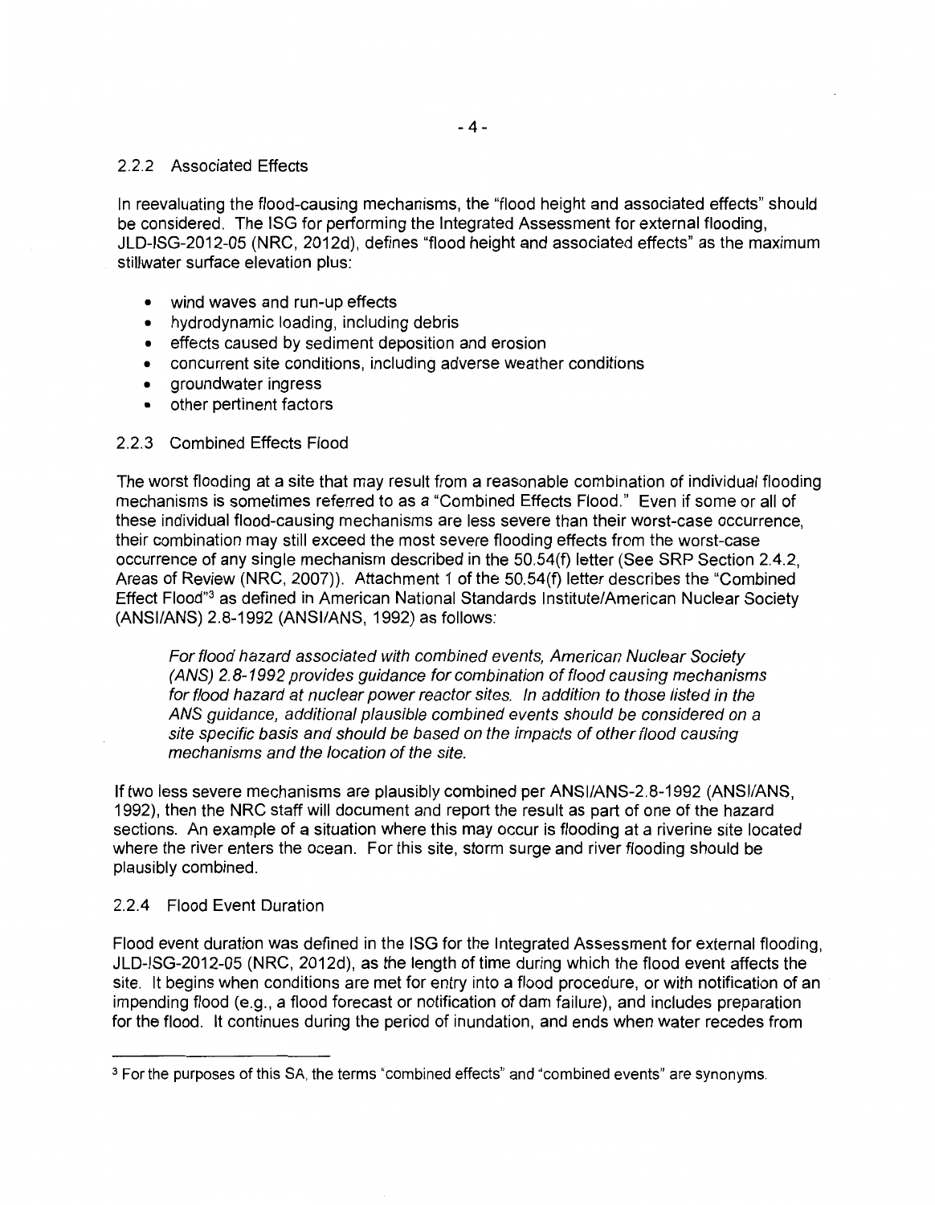### 2.2.2 Associated Effects

In reevaluating the flood-causing mechanisms, the "flood height and associated effects" should be considered. The ISG for performing the Integrated Assessment for external flooding, JLD-ISG-2012-05 (NRC, 2012d), defines "flood height and associated effects" as the maximum stillwater surface elevation plus:

- wind waves and run-up effects
- hydrodynamic loading, including debris
- effects caused by sediment deposition and erosion
- concurrent site conditions, including adverse weather conditions
- groundwater ingress
- other pertinent factors

### 2.2.3 Combined Effects Flood

The worst flooding at a site that may result from a reasonable combination of individual flooding mechanisms is sometimes referred to as a "Combined Effects Flood." Even if some or all of these individual flood-causing mechanisms are less severe than their worst-case occurrence, their combination may still exceed the most severe flooding effects from the worst-case occurrence of any single mechanism described in the 50.54(f) letter (See SRP Section 2.4.2, Areas of Review (NRC, 2007)). Attachment 1 of the 50.54(f) letter describes the "Combined Effect Flood"[3] as defined in American National Standards Institute/American Nuclear Society (ANSI/ANS) 2.8-1992 (ANSI/ANS, 1992) as follows:

> *For flood hazard associated with combined events, American Nuclear Society (ANS) 2.8-1992 provides guidance for combination of flood causing mechanisms for flood hazard at nuclear power reactor sites. In addition to those listed in the ANS guidance, additional plausible combined events should be considered on a site specific basis and should be based on the impacts of other flood causing mechanisms and the location of the site.*

If two less severe mechanisms are plausibly combined per ANSI/ANS-2.8-1992 (ANSI/ANS, 1992), then the NRC staff will document and report the result as part of one of the hazard sections. An example of a situation where this may occur is flooding at a riverine site located where the river enters the ocean. For this site, storm surge and river flooding should be plausibly combined.

### 2.2.4 Flood Event Duration

Flood event duration was defined in the ISG for the Integrated Assessment for external flooding, JLD-ISG-2012-05 (NRC, 2012d), as the length of time during which the flood event affects the site. It begins when conditions are met for entry into a flood procedure, or with notification of an impending flood (e.g., a flood forecast or notification of dam failure), and includes preparation for the flood. It continues during the period of inundation, and ends when water recedes from

---

[3] For the purposes of this SA, the terms "combined effects" and "combined events" are synonyms.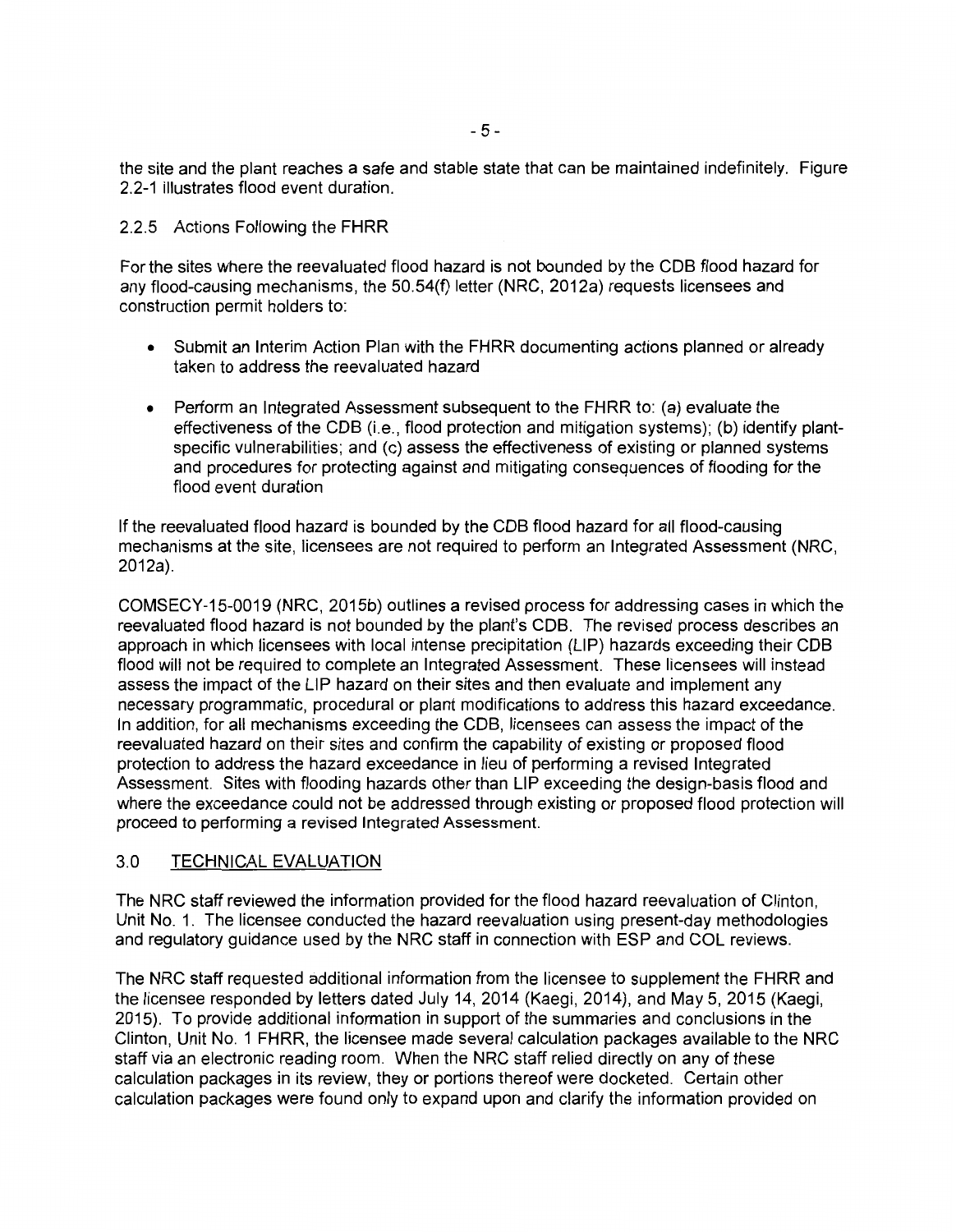the site and the plant reaches a safe and stable state that can be maintained indefinitely. Figure 2.2-1 illustrates flood event duration.

### 2.2.5 Actions Following the FHRR

For the sites where the reevaluated flood hazard is not bounded by the CDB flood hazard for any flood-causing mechanisms, the 50.54(f) letter (NRC, 2012a) requests licensees and construction permit holders to:

- Submit an Interim Action Plan with the FHRR documenting actions planned or already taken to address the reevaluated hazard
- Perform an Integrated Assessment subsequent to the FHRR to: (a) evaluate the effectiveness of the CDB (i.e., flood protection and mitigation systems); (b) identify plant-specific vulnerabilities; and (c) assess the effectiveness of existing or planned systems and procedures for protecting against and mitigating consequences of flooding for the flood event duration

If the reevaluated flood hazard is bounded by the CDB flood hazard for all flood-causing mechanisms at the site, licensees are not required to perform an Integrated Assessment (NRC, 2012a).

COMSECY-15-0019 (NRC, 2015b) outlines a revised process for addressing cases in which the reevaluated flood hazard is not bounded by the plant's CDB. The revised process describes an approach in which licensees with local intense precipitation (LIP) hazards exceeding their CDB flood will not be required to complete an Integrated Assessment. These licensees will instead assess the impact of the LIP hazard on their sites and then evaluate and implement any necessary programmatic, procedural or plant modifications to address this hazard exceedance. In addition, for all mechanisms exceeding the CDB, licensees can assess the impact of the reevaluated hazard on their sites and confirm the capability of existing or proposed flood protection to address the hazard exceedance in lieu of performing a revised Integrated Assessment. Sites with flooding hazards other than LIP exceeding the design-basis flood and where the exceedance could not be addressed through existing or proposed flood protection will proceed to performing a revised Integrated Assessment.

## 3.0 TECHNICAL EVALUATION

The NRC staff reviewed the information provided for the flood hazard reevaluation of Clinton, Unit No. 1. The licensee conducted the hazard reevaluation using present-day methodologies and regulatory guidance used by the NRC staff in connection with ESP and COL reviews.

The NRC staff requested additional information from the licensee to supplement the FHRR and the licensee responded by letters dated July 14, 2014 (Kaegi, 2014), and May 5, 2015 (Kaegi, 2015). To provide additional information in support of the summaries and conclusions in the Clinton, Unit No. 1 FHRR, the licensee made several calculation packages available to the NRC staff via an electronic reading room. When the NRC staff relied directly on any of these calculation packages in its review, they or portions thereof were docketed. Certain other calculation packages were found only to expand upon and clarify the information provided on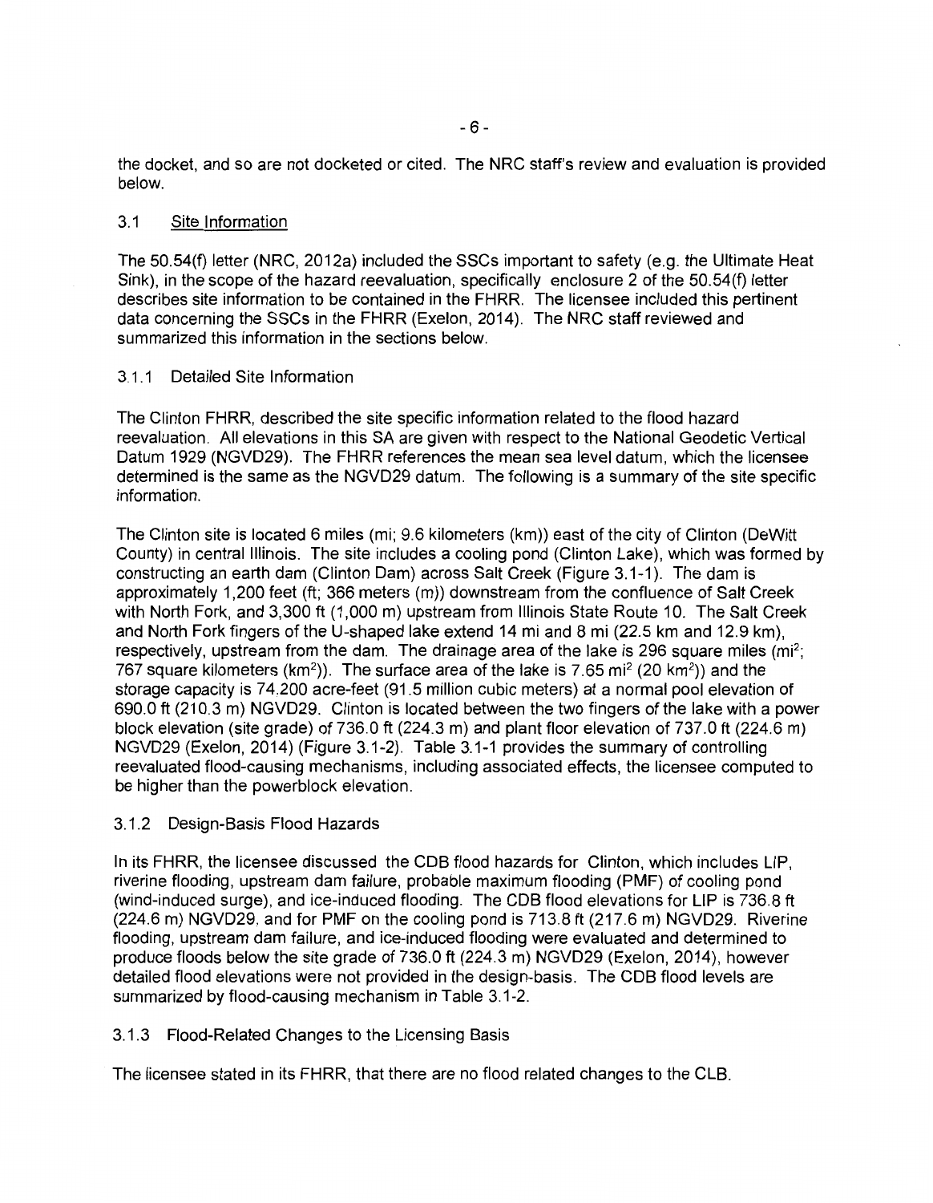the docket, and so are not docketed or cited. The NRC staff's review and evaluation is provided below.

## 3.1 Site Information

The 50.54(f) letter (NRC, 2012a) included the SSCs important to safety (e.g. the Ultimate Heat Sink), in the scope of the hazard reevaluation, specifically enclosure 2 of the 50.54(f) letter describes site information to be contained in the FHRR. The licensee included this pertinent data concerning the SSCs in the FHRR (Exelon, 2014). The NRC staff reviewed and summarized this information in the sections below.

### 3.1.1 Detailed Site Information

The Clinton FHRR, described the site specific information related to the flood hazard reevaluation. All elevations in this SA are given with respect to the National Geodetic Vertical Datum 1929 (NGVD29). The FHRR references the mean sea level datum, which the licensee determined is the same as the NGVD29 datum. The following is a summary of the site specific information.

The Clinton site is located 6 miles (mi; 9.6 kilometers (km)) east of the city of Clinton (DeWitt County) in central Illinois. The site includes a cooling pond (Clinton Lake), which was formed by constructing an earth dam (Clinton Dam) across Salt Creek (Figure 3.1-1). The dam is approximately 1,200 feet (ft; 366 meters (m)) downstream from the confluence of Salt Creek with North Fork, and 3,300 ft (1,000 m) upstream from Illinois State Route 10. The Salt Creek and North Fork fingers of the U-shaped lake extend 14 mi and 8 mi (22.5 km and 12.9 km), respectively, upstream from the dam. The drainage area of the lake is 296 square miles (mi$^2$; 767 square kilometers (km$^2$)). The surface area of the lake is 7.65 mi$^2$ (20 km$^2$)) and the storage capacity is 74.200 acre-feet (91.5 million cubic meters) at a normal pool elevation of 690.0 ft (210.3 m) NGVD29. Clinton is located between the two fingers of the lake with a power block elevation (site grade) of 736.0 ft (224.3 m) and plant floor elevation of 737.0 ft (224.6 m) NGVD29 (Exelon, 2014) (Figure 3.1-2). Table 3.1-1 provides the summary of controlling reevaluated flood-causing mechanisms, including associated effects, the licensee computed to be higher than the powerblock elevation.

### 3.1.2 Design-Basis Flood Hazards

In its FHRR, the licensee discussed the CDB flood hazards for Clinton, which includes LIP, riverine flooding, upstream dam failure, probable maximum flooding (PMF) of cooling pond (wind-induced surge), and ice-induced flooding. The CDB flood elevations for LIP is 736.8 ft (224.6 m) NGVD29, and for PMF on the cooling pond is 713.8 ft (217.6 m) NGVD29. Riverine flooding, upstream dam failure, and ice-induced flooding were evaluated and determined to produce floods below the site grade of 736.0 ft (224.3 m) NGVD29 (Exelon, 2014), however detailed flood elevations were not provided in the design-basis. The CDB flood levels are summarized by flood-causing mechanism in Table 3.1-2.

### 3.1.3 Flood-Related Changes to the Licensing Basis

The licensee stated in its FHRR, that there are no flood related changes to the CLB.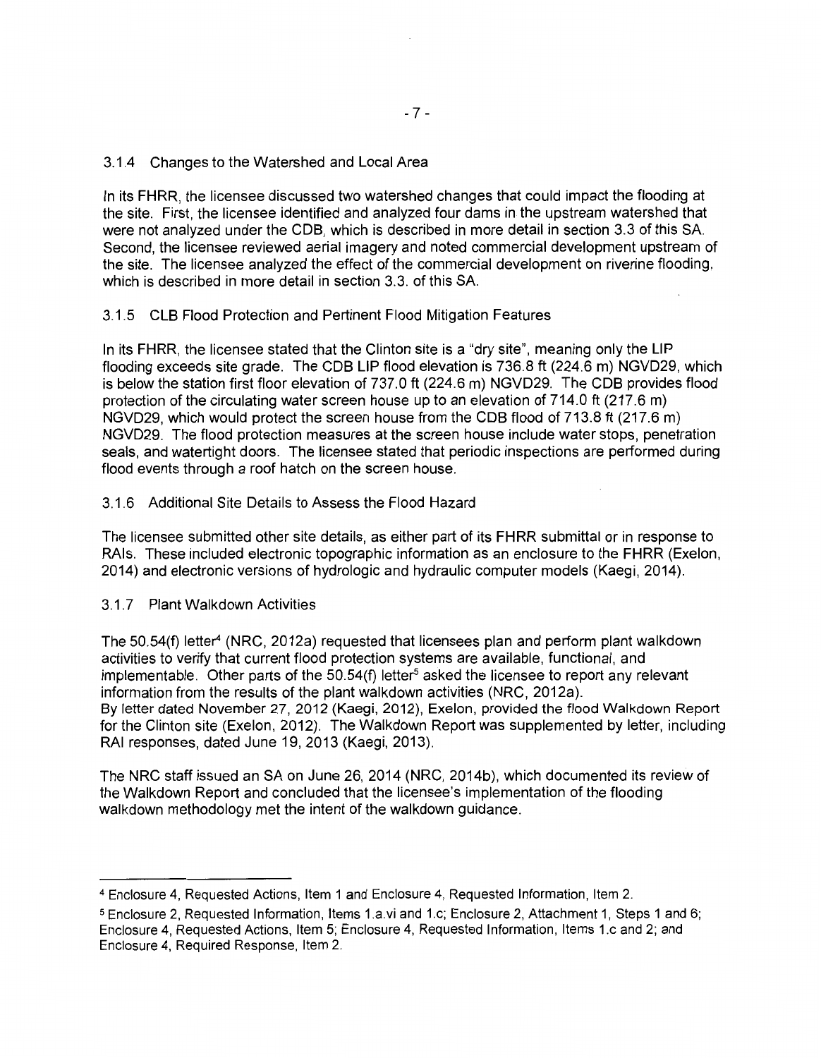### 3.1.4 Changes to the Watershed and Local Area

In its FHRR, the licensee discussed two watershed changes that could impact the flooding at the site. First, the licensee identified and analyzed four dams in the upstream watershed that were not analyzed under the CDB, which is described in more detail in section 3.3 of this SA. Second, the licensee reviewed aerial imagery and noted commercial development upstream of the site. The licensee analyzed the effect of the commercial development on riverine flooding, which is described in more detail in section 3.3. of this SA.

### 3.1.5 CLB Flood Protection and Pertinent Flood Mitigation Features

In its FHRR, the licensee stated that the Clinton site is a "dry site", meaning only the LIP flooding exceeds site grade. The CDB LIP flood elevation is 736.8 ft (224.6 m) NGVD29, which is below the station first floor elevation of 737.0 ft (224.6 m) NGVD29. The CDB provides flood protection of the circulating water screen house up to an elevation of 714.0 ft (217.6 m) NGVD29, which would protect the screen house from the CDB flood of 713.8 ft (217.6 m) NGVD29. The flood protection measures at the screen house include water stops, penetration seals, and watertight doors. The licensee stated that periodic inspections are performed during flood events through a roof hatch on the screen house.

### 3.1.6 Additional Site Details to Assess the Flood Hazard

The licensee submitted other site details, as either part of its FHRR submittal or in response to RAIs. These included electronic topographic information as an enclosure to the FHRR (Exelon, 2014) and electronic versions of hydrologic and hydraulic computer models (Kaegi, 2014).

### 3.1.7 Plant Walkdown Activities

The 50.54(f) letter[4] (NRC, 2012a) requested that licensees plan and perform plant walkdown activities to verify that current flood protection systems are available, functional, and implementable. Other parts of the 50.54(f) letter[5] asked the licensee to report any relevant information from the results of the plant walkdown activities (NRC, 2012a).
By letter dated November 27, 2012 (Kaegi, 2012), Exelon, provided the flood Walkdown Report for the Clinton site (Exelon, 2012). The Walkdown Report was supplemented by letter, including RAI responses, dated June 19, 2013 (Kaegi, 2013).

The NRC staff issued an SA on June 26, 2014 (NRC, 2014b), which documented its review of the Walkdown Report and concluded that the licensee's implementation of the flooding walkdown methodology met the intent of the walkdown guidance.

---

[4] Enclosure 4, Requested Actions, Item 1 and Enclosure 4, Requested Information, Item 2.

[5] Enclosure 2, Requested Information, Items 1.a.vi and 1.c; Enclosure 2, Attachment 1, Steps 1 and 6; Enclosure 4, Requested Actions, Item 5; Enclosure 4, Requested Information, Items 1.c and 2; and Enclosure 4, Required Response, Item 2.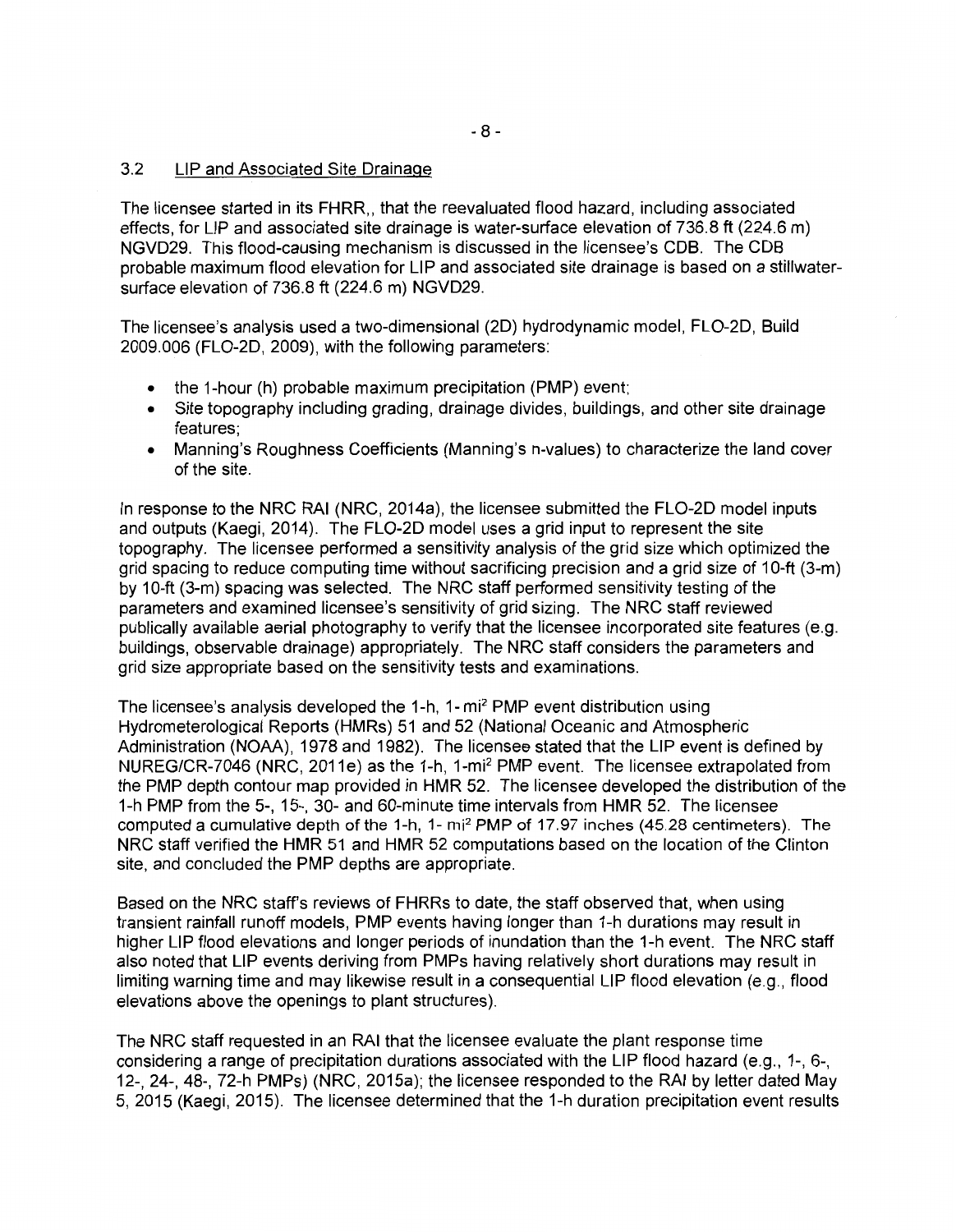### 3.2 LIP and Associated Site Drainage

The licensee started in its FHRR,, that the reevaluated flood hazard, including associated effects, for LIP and associated site drainage is water-surface elevation of 736.8 ft (224.6 m) NGVD29. This flood-causing mechanism is discussed in the licensee's CDB. The CDB probable maximum flood elevation for LIP and associated site drainage is based on a stillwater-surface elevation of 736.8 ft (224.6 m) NGVD29.

The licensee's analysis used a two-dimensional (2D) hydrodynamic model, FLO-2D, Build 2009.006 (FLO-2D, 2009), with the following parameters:

- the 1-hour (h) probable maximum precipitation (PMP) event;
- Site topography including grading, drainage divides, buildings, and other site drainage features;
- Manning's Roughness Coefficients (Manning's n-values) to characterize the land cover of the site.

In response to the NRC RAI (NRC, 2014a), the licensee submitted the FLO-2D model inputs and outputs (Kaegi, 2014). The FLO-2D model uses a grid input to represent the site topography. The licensee performed a sensitivity analysis of the grid size which optimized the grid spacing to reduce computing time without sacrificing precision and a grid size of 10-ft (3-m) by 10-ft (3-m) spacing was selected. The NRC staff performed sensitivity testing of the parameters and examined licensee's sensitivity of grid sizing. The NRC staff reviewed publically available aerial photography to verify that the licensee incorporated site features (e.g. buildings, observable drainage) appropriately. The NRC staff considers the parameters and grid size appropriate based on the sensitivity tests and examinations.

The licensee's analysis developed the 1-h, 1-mi$^2$ PMP event distribution using Hydrometerological Reports (HMRs) 51 and 52 (National Oceanic and Atmospheric Administration (NOAA), 1978 and 1982). The licensee stated that the LIP event is defined by NUREG/CR-7046 (NRC, 2011e) as the 1-h, 1-mi$^2$ PMP event. The licensee extrapolated from the PMP depth contour map provided in HMR 52. The licensee developed the distribution of the 1-h PMP from the 5-, 15-, 30- and 60-minute time intervals from HMR 52. The licensee computed a cumulative depth of the 1-h, 1- mi$^2$ PMP of 17.97 inches (45.28 centimeters). The NRC staff verified the HMR 51 and HMR 52 computations based on the location of the Clinton site, and concluded the PMP depths are appropriate.

Based on the NRC staff's reviews of FHRRs to date, the staff observed that, when using transient rainfall runoff models, PMP events having longer than 1-h durations may result in higher LIP flood elevations and longer periods of inundation than the 1-h event. The NRC staff also noted that LIP events deriving from PMPs having relatively short durations may result in limiting warning time and may likewise result in a consequential LIP flood elevation (e.g., flood elevations above the openings to plant structures).

The NRC staff requested in an RAI that the licensee evaluate the plant response time considering a range of precipitation durations associated with the LIP flood hazard (e.g., 1-, 6-, 12-, 24-, 48-, 72-h PMPs) (NRC, 2015a); the licensee responded to the RAI by letter dated May 5, 2015 (Kaegi, 2015). The licensee determined that the 1-h duration precipitation event results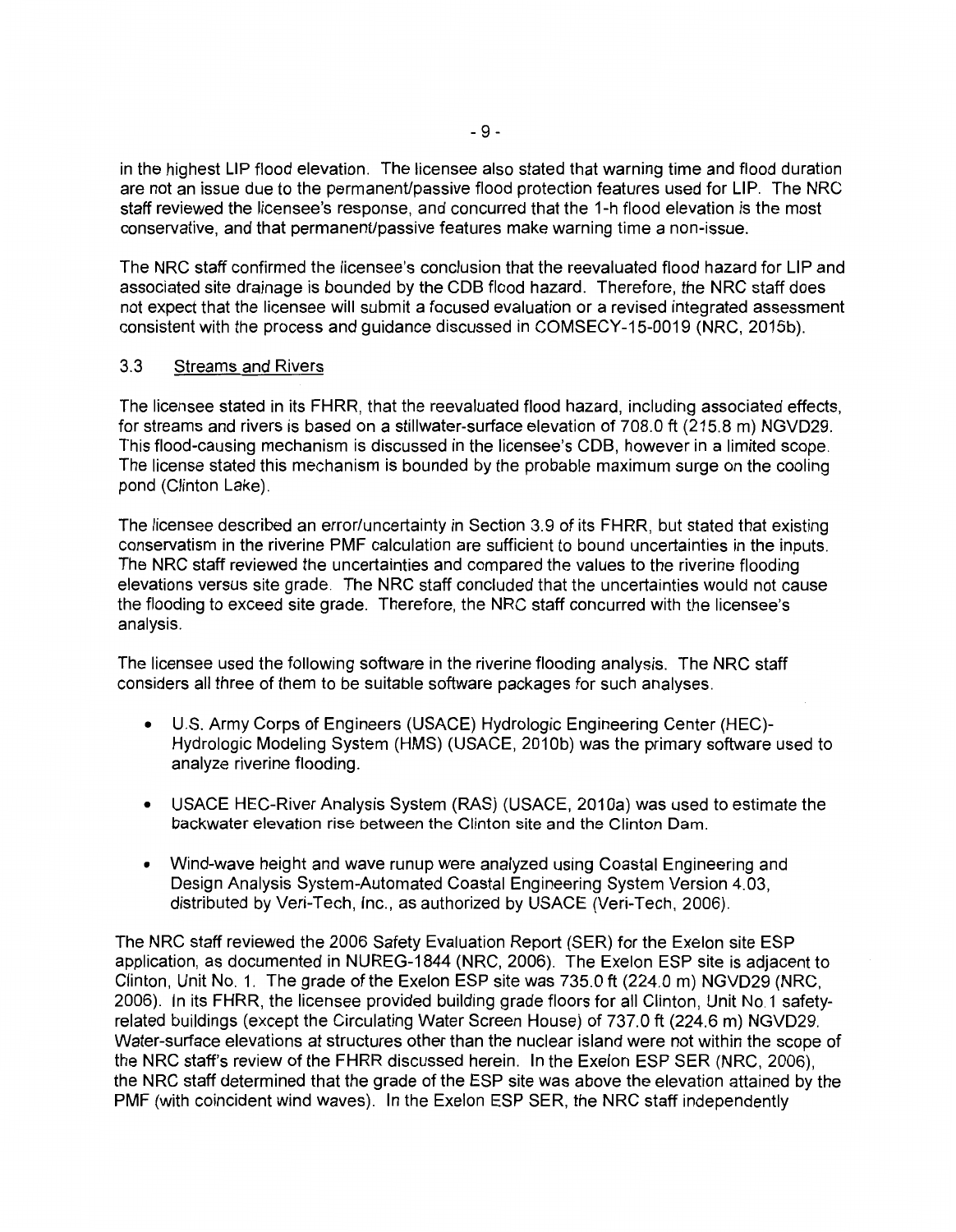in the highest LIP flood elevation. The licensee also stated that warning time and flood duration are not an issue due to the permanent/passive flood protection features used for LIP. The NRC staff reviewed the licensee's response, and concurred that the 1-h flood elevation is the most conservative, and that permanent/passive features make warning time a non-issue.

The NRC staff confirmed the licensee's conclusion that the reevaluated flood hazard for LIP and associated site drainage is bounded by the CDB flood hazard. Therefore, the NRC staff does not expect that the licensee will submit a focused evaluation or a revised integrated assessment consistent with the process and guidance discussed in COMSECY-15-0019 (NRC, 2015b).

### 3.3 Streams and Rivers

The licensee stated in its FHRR, that the reevaluated flood hazard, including associated effects, for streams and rivers is based on a stillwater-surface elevation of 708.0 ft (215.8 m) NGVD29. This flood-causing mechanism is discussed in the licensee's CDB, however in a limited scope. The license stated this mechanism is bounded by the probable maximum surge on the cooling pond (Clinton Lake).

The licensee described an error/uncertainty in Section 3.9 of its FHRR, but stated that existing conservatism in the riverine PMF calculation are sufficient to bound uncertainties in the inputs. The NRC staff reviewed the uncertainties and compared the values to the riverine flooding elevations versus site grade. The NRC staff concluded that the uncertainties would not cause the flooding to exceed site grade. Therefore, the NRC staff concurred with the licensee's analysis.

The licensee used the following software in the riverine flooding analysis. The NRC staff considers all three of them to be suitable software packages for such analyses.

- U.S. Army Corps of Engineers (USACE) Hydrologic Engineering Center (HEC)-Hydrologic Modeling System (HMS) (USACE, 2010b) was the primary software used to analyze riverine flooding.
- USACE HEC-River Analysis System (RAS) (USACE, 2010a) was used to estimate the backwater elevation rise between the Clinton site and the Clinton Dam.
- Wind-wave height and wave runup were analyzed using Coastal Engineering and Design Analysis System-Automated Coastal Engineering System Version 4.03, distributed by Veri-Tech, Inc., as authorized by USACE (Veri-Tech, 2006).

The NRC staff reviewed the 2006 Safety Evaluation Report (SER) for the Exelon site ESP application, as documented in NUREG-1844 (NRC, 2006). The Exelon ESP site is adjacent to Clinton, Unit No. 1. The grade of the Exelon ESP site was 735.0 ft (224.0 m) NGVD29 (NRC, 2006). In its FHRR, the licensee provided building grade floors for all Clinton, Unit No.1 safety-related buildings (except the Circulating Water Screen House) of 737.0 ft (224.6 m) NGVD29. Water-surface elevations at structures other than the nuclear island were not within the scope of the NRC staff's review of the FHRR discussed herein. In the Exelon ESP SER (NRC, 2006), the NRC staff determined that the grade of the ESP site was above the elevation attained by the PMF (with coincident wind waves). In the Exelon ESP SER, the NRC staff independently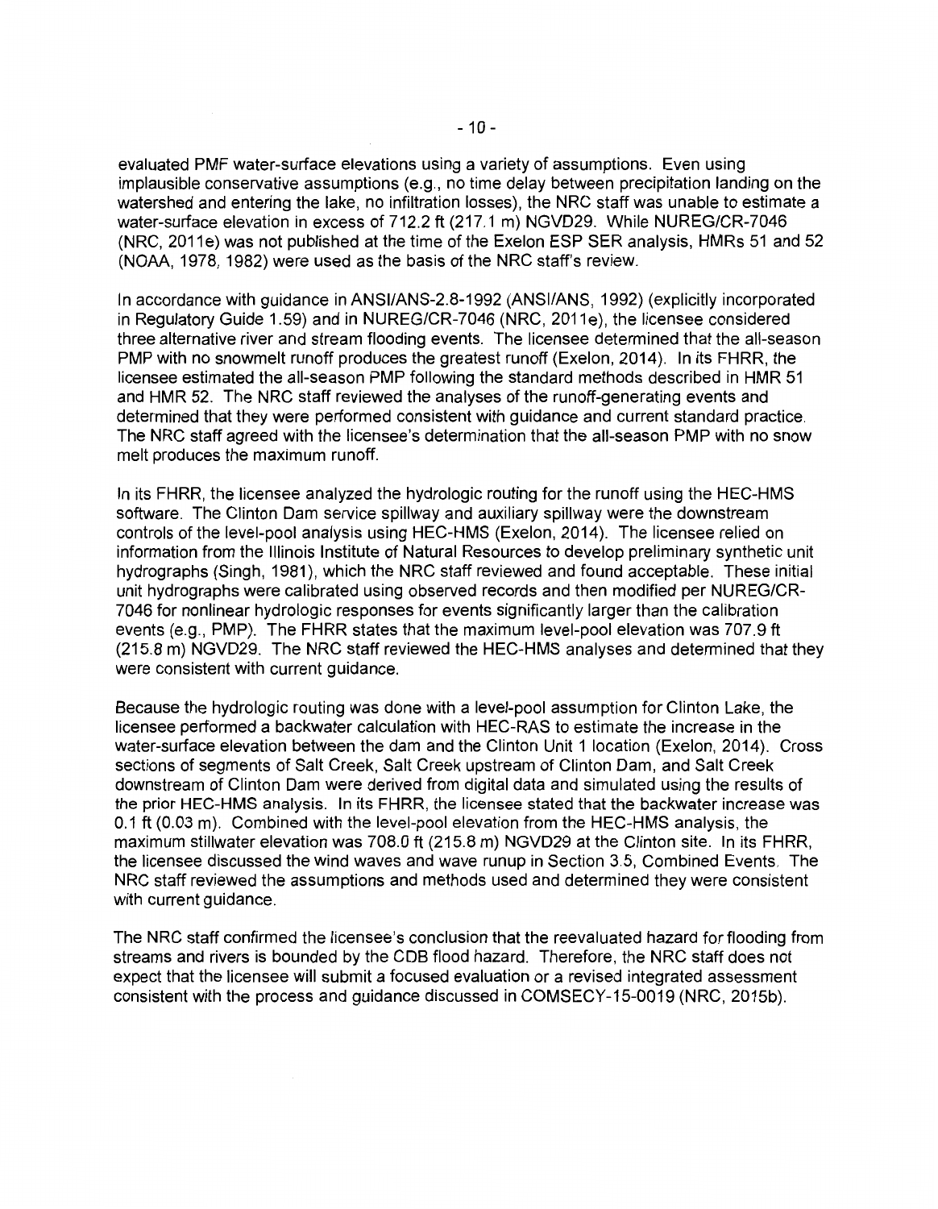evaluated PMF water-surface elevations using a variety of assumptions. Even using implausible conservative assumptions (e.g., no time delay between precipitation landing on the watershed and entering the lake, no infiltration losses), the NRC staff was unable to estimate a water-surface elevation in excess of 712.2 ft (217.1 m) NGVD29. While NUREG/CR-7046 (NRC, 2011e) was not published at the time of the Exelon ESP SER analysis, HMRs 51 and 52 (NOAA, 1978, 1982) were used as the basis of the NRC staff's review.

In accordance with guidance in ANSI/ANS-2.8-1992 (ANSI/ANS, 1992) (explicitly incorporated in Regulatory Guide 1.59) and in NUREG/CR-7046 (NRC, 2011e), the licensee considered three alternative river and stream flooding events. The licensee determined that the all-season PMP with no snowmelt runoff produces the greatest runoff (Exelon, 2014). In its FHRR, the licensee estimated the all-season PMP following the standard methods described in HMR 51 and HMR 52. The NRC staff reviewed the analyses of the runoff-generating events and determined that they were performed consistent with guidance and current standard practice. The NRC staff agreed with the licensee's determination that the all-season PMP with no snow melt produces the maximum runoff.

In its FHRR, the licensee analyzed the hydrologic routing for the runoff using the HEC-HMS software. The Clinton Dam service spillway and auxiliary spillway were the downstream controls of the level-pool analysis using HEC-HMS (Exelon, 2014). The licensee relied on information from the Illinois Institute of Natural Resources to develop preliminary synthetic unit hydrographs (Singh, 1981), which the NRC staff reviewed and found acceptable. These initial unit hydrographs were calibrated using observed records and then modified per NUREG/CR-7046 for nonlinear hydrologic responses for events significantly larger than the calibration events (e.g., PMP). The FHRR states that the maximum level-pool elevation was 707.9 ft (215.8 m) NGVD29. The NRC staff reviewed the HEC-HMS analyses and determined that they were consistent with current guidance.

Because the hydrologic routing was done with a level-pool assumption for Clinton Lake, the licensee performed a backwater calculation with HEC-RAS to estimate the increase in the water-surface elevation between the dam and the Clinton Unit 1 location (Exelon, 2014). Cross sections of segments of Salt Creek, Salt Creek upstream of Clinton Dam, and Salt Creek downstream of Clinton Dam were derived from digital data and simulated using the results of the prior HEC-HMS analysis. In its FHRR, the licensee stated that the backwater increase was 0.1 ft (0.03 m). Combined with the level-pool elevation from the HEC-HMS analysis, the maximum stillwater elevation was 708.0 ft (215.8 m) NGVD29 at the Clinton site. In its FHRR, the licensee discussed the wind waves and wave runup in Section 3.5, Combined Events. The NRC staff reviewed the assumptions and methods used and determined they were consistent with current guidance.

The NRC staff confirmed the licensee's conclusion that the reevaluated hazard for flooding from streams and rivers is bounded by the CDB flood hazard. Therefore, the NRC staff does not expect that the licensee will submit a focused evaluation or a revised integrated assessment consistent with the process and guidance discussed in COMSECY-15-0019 (NRC, 2015b).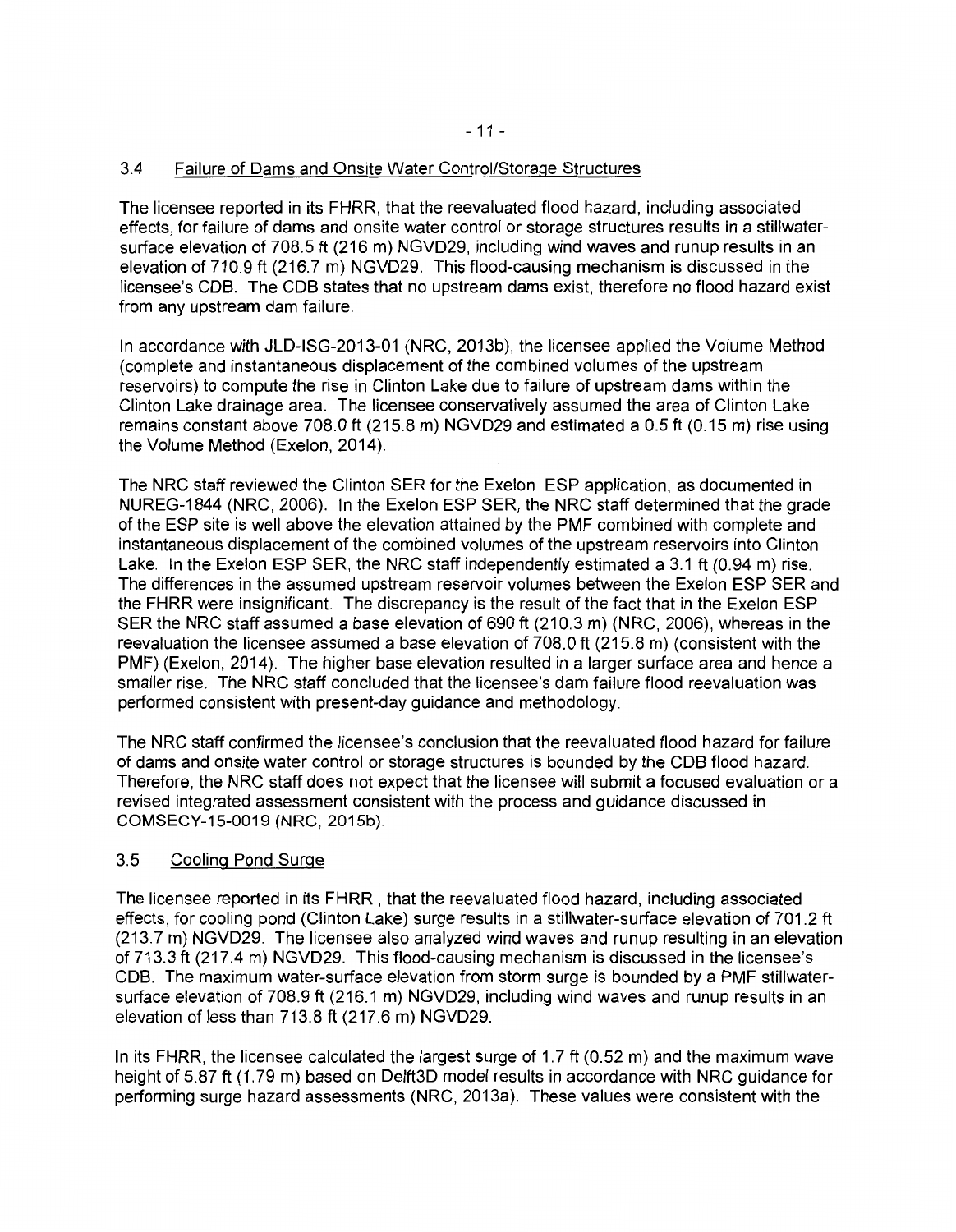### 3.4 Failure of Dams and Onsite Water Control/Storage Structures

The licensee reported in its FHRR, that the reevaluated flood hazard, including associated effects, for failure of dams and onsite water control or storage structures results in a stillwater-surface elevation of 708.5 ft (216 m) NGVD29, including wind waves and runup results in an elevation of 710.9 ft (216.7 m) NGVD29. This flood-causing mechanism is discussed in the licensee's CDB. The CDB states that no upstream dams exist, therefore no flood hazard exist from any upstream dam failure.

In accordance with JLD-ISG-2013-01 (NRC, 2013b), the licensee applied the Volume Method (complete and instantaneous displacement of the combined volumes of the upstream reservoirs) to compute the rise in Clinton Lake due to failure of upstream dams within the Clinton Lake drainage area. The licensee conservatively assumed the area of Clinton Lake remains constant above 708.0 ft (215.8 m) NGVD29 and estimated a 0.5 ft (0.15 m) rise using the Volume Method (Exelon, 2014).

The NRC staff reviewed the Clinton SER for the Exelon ESP application, as documented in NUREG-1844 (NRC, 2006). In the Exelon ESP SER, the NRC staff determined that the grade of the ESP site is well above the elevation attained by the PMF combined with complete and instantaneous displacement of the combined volumes of the upstream reservoirs into Clinton Lake. In the Exelon ESP SER, the NRC staff independently estimated a 3.1 ft (0.94 m) rise. The differences in the assumed upstream reservoir volumes between the Exelon ESP SER and the FHRR were insignificant. The discrepancy is the result of the fact that in the Exelon ESP SER the NRC staff assumed a base elevation of 690 ft (210.3 m) (NRC, 2006), whereas in the reevaluation the licensee assumed a base elevation of 708.0 ft (215.8 m) (consistent with the PMF) (Exelon, 2014). The higher base elevation resulted in a larger surface area and hence a smaller rise. The NRC staff concluded that the licensee's dam failure flood reevaluation was performed consistent with present-day guidance and methodology.

The NRC staff confirmed the licensee's conclusion that the reevaluated flood hazard for failure of dams and onsite water control or storage structures is bounded by the CDB flood hazard. Therefore, the NRC staff does not expect that the licensee will submit a focused evaluation or a revised integrated assessment consistent with the process and guidance discussed in COMSECY-15-0019 (NRC, 2015b).

### 3.5 Cooling Pond Surge

The licensee reported in its FHRR , that the reevaluated flood hazard, including associated effects, for cooling pond (Clinton Lake) surge results in a stillwater-surface elevation of 701.2 ft (213.7 m) NGVD29. The licensee also analyzed wind waves and runup resulting in an elevation of 713.3 ft (217.4 m) NGVD29. This flood-causing mechanism is discussed in the licensee's CDB. The maximum water-surface elevation from storm surge is bounded by a PMF stillwater-surface elevation of 708.9 ft (216.1 m) NGVD29, including wind waves and runup results in an elevation of less than 713.8 ft (217.6 m) NGVD29.

In its FHRR, the licensee calculated the largest surge of 1.7 ft (0.52 m) and the maximum wave height of 5.87 ft (1.79 m) based on Delft3D model results in accordance with NRC guidance for performing surge hazard assessments (NRC, 2013a). These values were consistent with the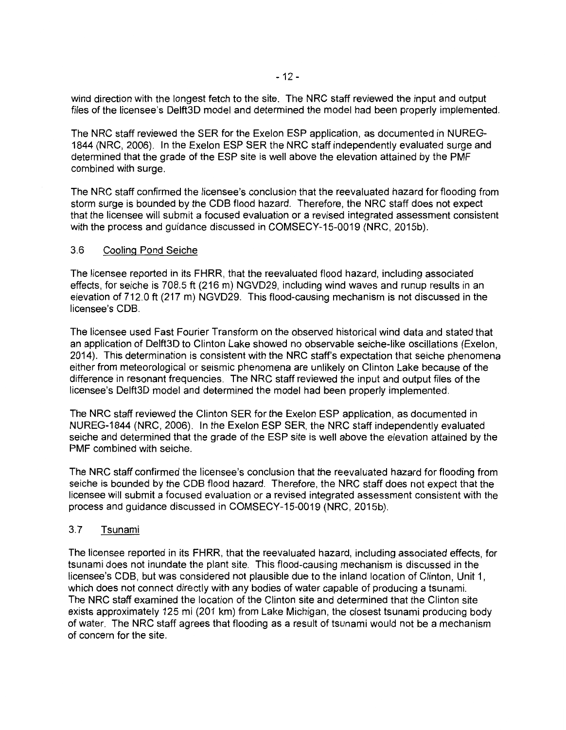wind direction with the longest fetch to the site. The NRC staff reviewed the input and output files of the licensee's Delft3D model and determined the model had been properly implemented.

The NRC staff reviewed the SER for the Exelon ESP application, as documented in NUREG-1844 (NRC, 2006). In the Exelon ESP SER the NRC staff independently evaluated surge and determined that the grade of the ESP site is well above the elevation attained by the PMF combined with surge.

The NRC staff confirmed the licensee's conclusion that the reevaluated hazard for flooding from storm surge is bounded by the CDB flood hazard. Therefore, the NRC staff does not expect that the licensee will submit a focused evaluation or a revised integrated assessment consistent with the process and guidance discussed in COMSECY-15-0019 (NRC, 2015b).

### 3.6 Cooling Pond Seiche

The licensee reported in its FHRR, that the reevaluated flood hazard, including associated effects, for seiche is 708.5 ft (216 m) NGVD29, including wind waves and runup results in an elevation of 712.0 ft (217 m) NGVD29. This flood-causing mechanism is not discussed in the licensee's CDB.

The licensee used Fast Fourier Transform on the observed historical wind data and stated that an application of Delft3D to Clinton Lake showed no observable seiche-like oscillations (Exelon, 2014). This determination is consistent with the NRC staff's expectation that seiche phenomena either from meteorological or seismic phenomena are unlikely on Clinton Lake because of the difference in resonant frequencies. The NRC staff reviewed the input and output files of the licensee's Delft3D model and determined the model had been properly implemented.

The NRC staff reviewed the Clinton SER for the Exelon ESP application, as documented in NUREG-1844 (NRC, 2006). In the Exelon ESP SER, the NRC staff independently evaluated seiche and determined that the grade of the ESP site is well above the elevation attained by the PMF combined with seiche.

The NRC staff confirmed the licensee's conclusion that the reevaluated hazard for flooding from seiche is bounded by the CDB flood hazard. Therefore, the NRC staff does not expect that the licensee will submit a focused evaluation or a revised integrated assessment consistent with the process and guidance discussed in COMSECY-15-0019 (NRC, 2015b).

### 3.7 Tsunami

The licensee reported in its FHRR, that the reevaluated hazard, including associated effects, for tsunami does not inundate the plant site. This flood-causing mechanism is discussed in the licensee's CDB, but was considered not plausible due to the inland location of Clinton, Unit 1, which does not connect directly with any bodies of water capable of producing a tsunami. The NRC staff examined the location of the Clinton site and determined that the Clinton site exists approximately 125 mi (201 km) from Lake Michigan, the closest tsunami producing body of water. The NRC staff agrees that flooding as a result of tsunami would not be a mechanism of concern for the site.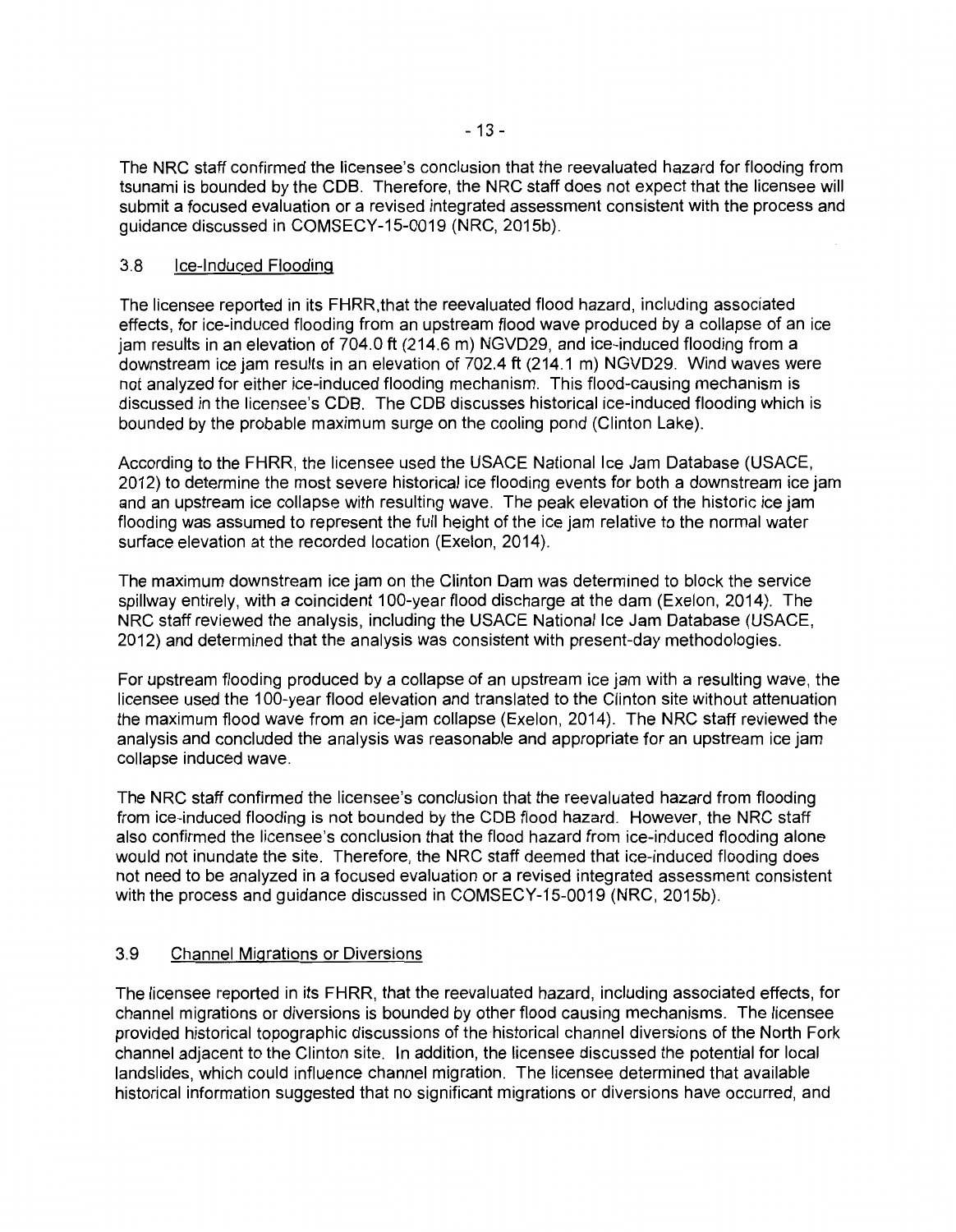The NRC staff confirmed the licensee's conclusion that the reevaluated hazard for flooding from tsunami is bounded by the CDB. Therefore, the NRC staff does not expect that the licensee will submit a focused evaluation or a revised integrated assessment consistent with the process and guidance discussed in COMSECY-15-0019 (NRC, 2015b).

### 3.8 Ice-Induced Flooding

The licensee reported in its FHRR,that the reevaluated flood hazard, including associated effects, for ice-induced flooding from an upstream flood wave produced by a collapse of an ice jam results in an elevation of 704.0 ft (214.6 m) NGVD29, and ice-induced flooding from a downstream ice jam results in an elevation of 702.4 ft (214.1 m) NGVD29. Wind waves were not analyzed for either ice-induced flooding mechanism. This flood-causing mechanism is discussed in the licensee's CDB. The CDB discusses historical ice-induced flooding which is bounded by the probable maximum surge on the cooling pond (Clinton Lake).

According to the FHRR, the licensee used the USACE National Ice Jam Database (USACE, 2012) to determine the most severe historical ice flooding events for both a downstream ice jam and an upstream ice collapse with resulting wave. The peak elevation of the historic ice jam flooding was assumed to represent the full height of the ice jam relative to the normal water surface elevation at the recorded location (Exelon, 2014).

The maximum downstream ice jam on the Clinton Dam was determined to block the service spillway entirely, with a coincident 100-year flood discharge at the dam (Exelon, 2014). The NRC staff reviewed the analysis, including the USACE National Ice Jam Database (USACE, 2012) and determined that the analysis was consistent with present-day methodologies.

For upstream flooding produced by a collapse of an upstream ice jam with a resulting wave, the licensee used the 100-year flood elevation and translated to the Clinton site without attenuation the maximum flood wave from an ice-jam collapse (Exelon, 2014). The NRC staff reviewed the analysis and concluded the analysis was reasonable and appropriate for an upstream ice jam collapse induced wave.

The NRC staff confirmed the licensee's conclusion that the reevaluated hazard from flooding from ice-induced flooding is not bounded by the CDB flood hazard. However, the NRC staff also confirmed the licensee's conclusion that the flood hazard from ice-induced flooding alone would not inundate the site. Therefore, the NRC staff deemed that ice-induced flooding does not need to be analyzed in a focused evaluation or a revised integrated assessment consistent with the process and guidance discussed in COMSECY-15-0019 (NRC, 2015b).

### 3.9 Channel Migrations or Diversions

The licensee reported in its FHRR, that the reevaluated hazard, including associated effects, for channel migrations or diversions is bounded by other flood causing mechanisms. The licensee provided historical topographic discussions of the historical channel diversions of the North Fork channel adjacent to the Clinton site. In addition, the licensee discussed the potential for local landslides, which could influence channel migration. The licensee determined that available historical information suggested that no significant migrations or diversions have occurred, and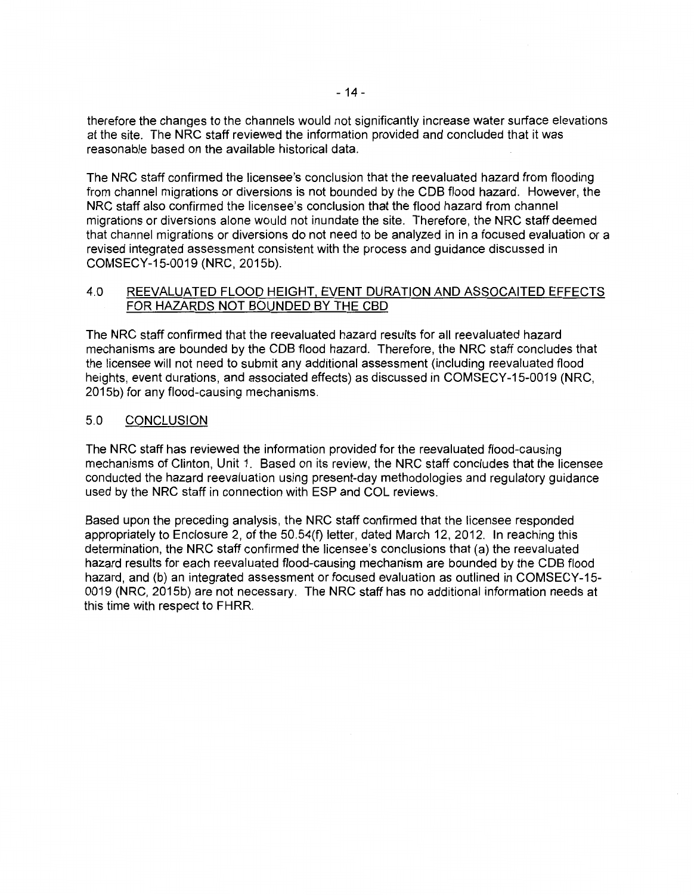therefore the changes to the channels would not significantly increase water surface elevations at the site. The NRC staff reviewed the information provided and concluded that it was reasonable based on the available historical data.

The NRC staff confirmed the licensee's conclusion that the reevaluated hazard from flooding from channel migrations or diversions is not bounded by the CDB flood hazard. However, the NRC staff also confirmed the licensee's conclusion that the flood hazard from channel migrations or diversions alone would not inundate the site. Therefore, the NRC staff deemed that channel migrations or diversions do not need to be analyzed in in a focused evaluation or a revised integrated assessment consistent with the process and guidance discussed in COMSECY-15-0019 (NRC, 2015b).

## 4.0 REEVALUATED FLOOD HEIGHT, EVENT DURATION AND ASSOCAITED EFFECTS FOR HAZARDS NOT BOUNDED BY THE CBD

The NRC staff confirmed that the reevaluated hazard results for all reevaluated hazard mechanisms are bounded by the CDB flood hazard. Therefore, the NRC staff concludes that the licensee will not need to submit any additional assessment (including reevaluated flood heights, event durations, and associated effects) as discussed in COMSECY-15-0019 (NRC, 2015b) for any flood-causing mechanisms.

## 5.0 CONCLUSION

The NRC staff has reviewed the information provided for the reevaluated flood-causing mechanisms of Clinton, Unit 1. Based on its review, the NRC staff concludes that the licensee conducted the hazard reevaluation using present-day methodologies and regulatory guidance used by the NRC staff in connection with ESP and COL reviews.

Based upon the preceding analysis, the NRC staff confirmed that the licensee responded appropriately to Enclosure 2, of the 50.54(f) letter, dated March 12, 2012. In reaching this determination, the NRC staff confirmed the licensee's conclusions that (a) the reevaluated hazard results for each reevaluated flood-causing mechanism are bounded by the CDB flood hazard, and (b) an integrated assessment or focused evaluation as outlined in COMSECY-15-0019 (NRC, 2015b) are not necessary. The NRC staff has no additional information needs at this time with respect to FHRR.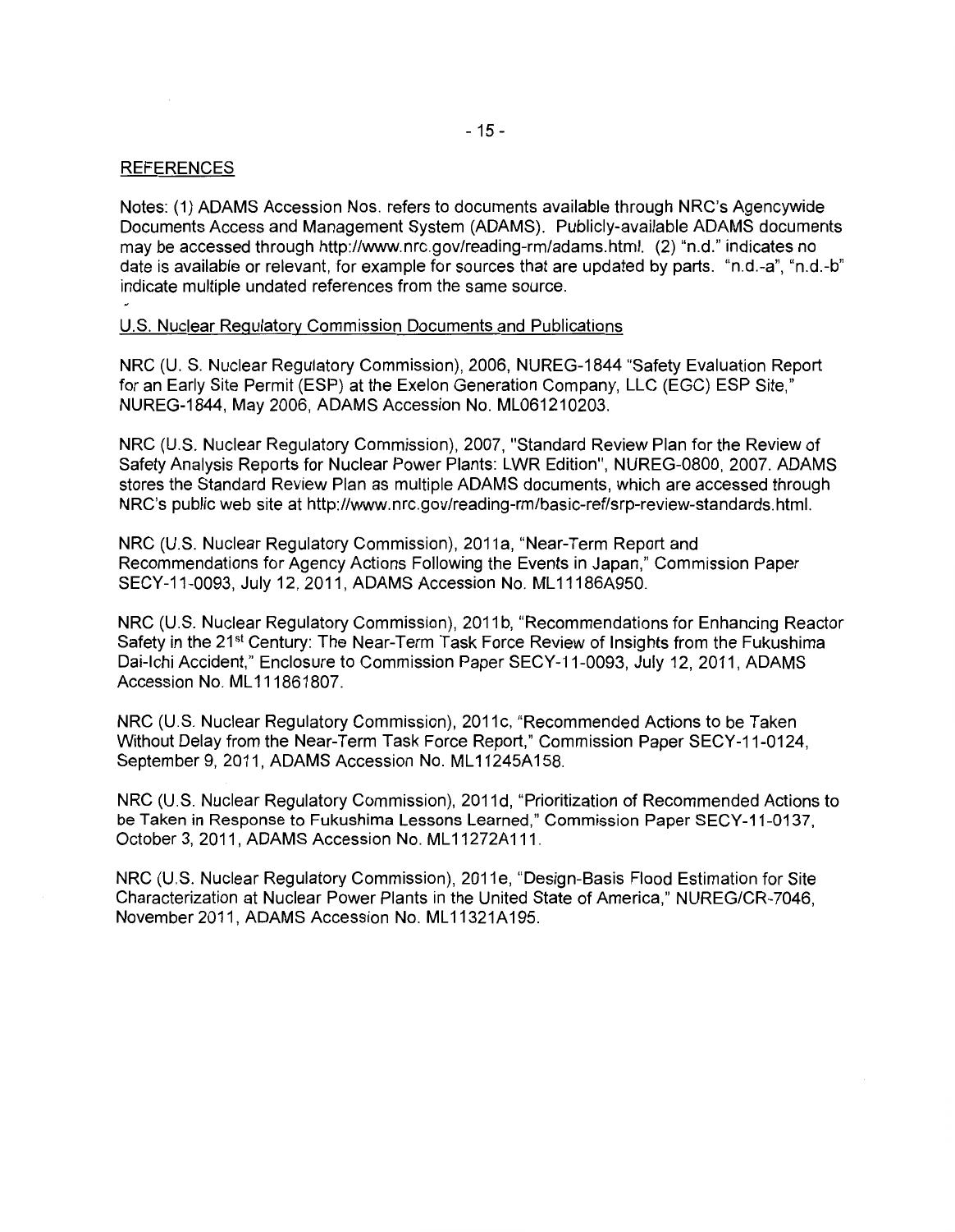## REFERENCES

Notes: (1) ADAMS Accession Nos. refers to documents available through NRC's Agencywide Documents Access and Management System (ADAMS). Publicly-available ADAMS documents may be accessed through http://www.nrc.gov/reading-rm/adams.html. (2) "n.d." indicates no date is available or relevant, for example for sources that are updated by parts. "n.d.-a", "n.d.-b" indicate multiple undated references from the same source.

### U.S. Nuclear Regulatory Commission Documents and Publications

NRC (U. S. Nuclear Regulatory Commission), 2006, NUREG-1844 "Safety Evaluation Report for an Early Site Permit (ESP) at the Exelon Generation Company, LLC (EGC) ESP Site," NUREG-1844, May 2006, ADAMS Accession No. ML061210203.

NRC (U.S. Nuclear Regulatory Commission), 2007, "Standard Review Plan for the Review of Safety Analysis Reports for Nuclear Power Plants: LWR Edition", NUREG-0800, 2007. ADAMS stores the Standard Review Plan as multiple ADAMS documents, which are accessed through NRC's public web site at http://www.nrc.gov/reading-rm/basic-ref/srp-review-standards.html.

NRC (U.S. Nuclear Regulatory Commission), 2011a, "Near-Term Report and Recommendations for Agency Actions Following the Events in Japan," Commission Paper SECY-11-0093, July 12, 2011, ADAMS Accession No. ML11186A950.

NRC (U.S. Nuclear Regulatory Commission), 2011b, "Recommendations for Enhancing Reactor Safety in the 21st Century: The Near-Term Task Force Review of Insights from the Fukushima Dai-Ichi Accident," Enclosure to Commission Paper SECY-11-0093, July 12, 2011, ADAMS Accession No. ML111861807.

NRC (U.S. Nuclear Regulatory Commission), 2011c, "Recommended Actions to be Taken Without Delay from the Near-Term Task Force Report," Commission Paper SECY-11-0124, September 9, 2011, ADAMS Accession No. ML11245A158.

NRC (U.S. Nuclear Regulatory Commission), 2011d, "Prioritization of Recommended Actions to be Taken in Response to Fukushima Lessons Learned," Commission Paper SECY-11-0137, October 3, 2011, ADAMS Accession No. ML11272A111.

NRC (U.S. Nuclear Regulatory Commission), 2011e, "Design-Basis Flood Estimation for Site Characterization at Nuclear Power Plants in the United State of America," NUREG/CR-7046, November 2011, ADAMS Accession No. ML11321A195.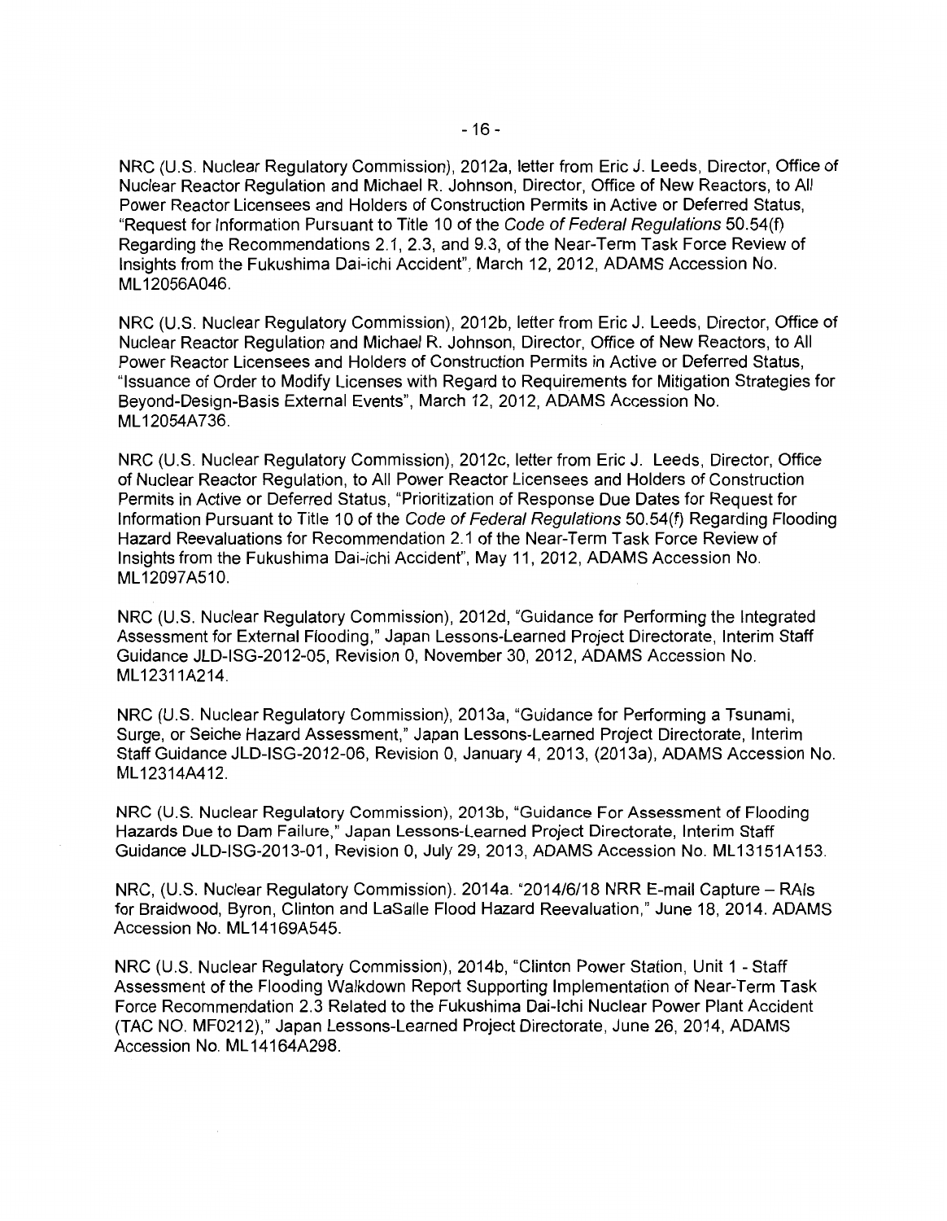NRC (U.S. Nuclear Regulatory Commission), 2012a, letter from Eric J. Leeds, Director, Office of Nuclear Reactor Regulation and Michael R. Johnson, Director, Office of New Reactors, to All Power Reactor Licensees and Holders of Construction Permits in Active or Deferred Status, "Request for Information Pursuant to Title 10 of the *Code of Federal Regulations* 50.54(f) Regarding the Recommendations 2.1, 2.3, and 9.3, of the Near-Term Task Force Review of Insights from the Fukushima Dai-ichi Accident", March 12, 2012, ADAMS Accession No. ML12056A046.

NRC (U.S. Nuclear Regulatory Commission), 2012b, letter from Eric J. Leeds, Director, Office of Nuclear Reactor Regulation and Michael R. Johnson, Director, Office of New Reactors, to All Power Reactor Licensees and Holders of Construction Permits in Active or Deferred Status, "Issuance of Order to Modify Licenses with Regard to Requirements for Mitigation Strategies for Beyond-Design-Basis External Events", March 12, 2012, ADAMS Accession No. ML12054A736.

NRC (U.S. Nuclear Regulatory Commission), 2012c, letter from Eric J. Leeds, Director, Office of Nuclear Reactor Regulation, to All Power Reactor Licensees and Holders of Construction Permits in Active or Deferred Status, "Prioritization of Response Due Dates for Request for Information Pursuant to Title 10 of the *Code of Federal Regulations* 50.54(f) Regarding Flooding Hazard Reevaluations for Recommendation 2.1 of the Near-Term Task Force Review of Insights from the Fukushima Dai-ichi Accident", May 11, 2012, ADAMS Accession No. ML12097A510.

NRC (U.S. Nuclear Regulatory Commission), 2012d, "Guidance for Performing the Integrated Assessment for External Flooding," Japan Lessons-Learned Project Directorate, Interim Staff Guidance JLD-ISG-2012-05, Revision 0, November 30, 2012, ADAMS Accession No. ML12311A214.

NRC (U.S. Nuclear Regulatory Commission), 2013a, "Guidance for Performing a Tsunami, Surge, or Seiche Hazard Assessment," Japan Lessons-Learned Project Directorate, Interim Staff Guidance JLD-ISG-2012-06, Revision 0, January 4, 2013, (2013a), ADAMS Accession No. ML12314A412.

NRC (U.S. Nuclear Regulatory Commission), 2013b, "Guidance For Assessment of Flooding Hazards Due to Dam Failure," Japan Lessons-Learned Project Directorate, Interim Staff Guidance JLD-ISG-2013-01, Revision 0, July 29, 2013, ADAMS Accession No. ML13151A153.

NRC, (U.S. Nuclear Regulatory Commission). 2014a. "2014/6/18 NRR E-mail Capture – RAIs for Braidwood, Byron, Clinton and LaSalle Flood Hazard Reevaluation," June 18, 2014. ADAMS Accession No. ML14169A545.

NRC (U.S. Nuclear Regulatory Commission), 2014b, "Clinton Power Station, Unit 1 - Staff Assessment of the Flooding Walkdown Report Supporting Implementation of Near-Term Task Force Recommendation 2.3 Related to the Fukushima Dai-Ichi Nuclear Power Plant Accident (TAC NO. MF0212)," Japan Lessons-Learned Project Directorate, June 26, 2014, ADAMS Accession No. ML14164A298.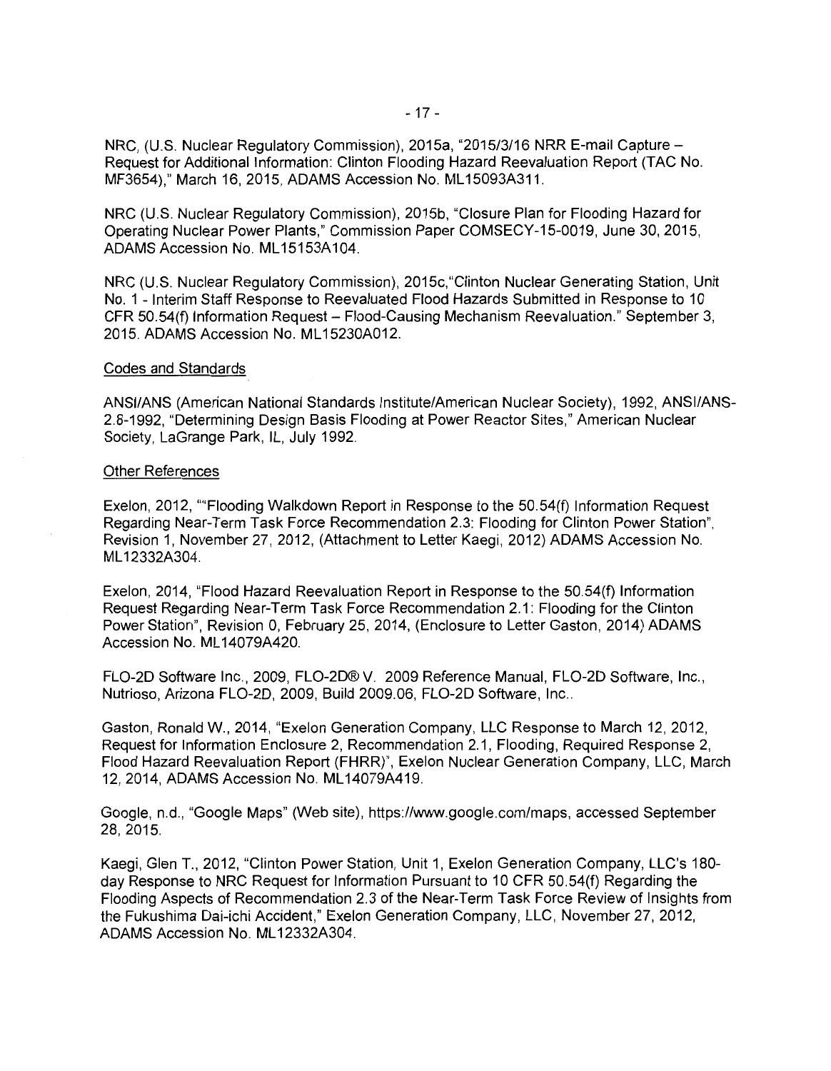NRC, (U.S. Nuclear Regulatory Commission), 2015a, "2015/3/16 NRR E-mail Capture – Request for Additional Information: Clinton Flooding Hazard Reevaluation Report (TAC No. MF3654)," March 16, 2015, ADAMS Accession No. ML15093A311.

NRC (U.S. Nuclear Regulatory Commission), 2015b, "Closure Plan for Flooding Hazard for Operating Nuclear Power Plants," Commission Paper COMSECY-15-0019, June 30, 2015, ADAMS Accession No. ML15153A104.

NRC (U.S. Nuclear Regulatory Commission), 2015c,"Clinton Nuclear Generating Station, Unit No. 1 - Interim Staff Response to Reevaluated Flood Hazards Submitted in Response to 10 CFR 50.54(f) Information Request – Flood-Causing Mechanism Reevaluation." September 3, 2015. ADAMS Accession No. ML15230A012.

Codes and Standards

ANSI/ANS (American National Standards Institute/American Nuclear Society), 1992, ANSI/ANS-2.8-1992, "Determining Design Basis Flooding at Power Reactor Sites," American Nuclear Society, LaGrange Park, IL, July 1992.

Other References

Exelon, 2012, ""Flooding Walkdown Report in Response to the 50.54(f) Information Request Regarding Near-Term Task Force Recommendation 2.3: Flooding for Clinton Power Station", Revision 1, November 27, 2012, (Attachment to Letter Kaegi, 2012) ADAMS Accession No. ML12332A304.

Exelon, 2014, "Flood Hazard Reevaluation Report in Response to the 50.54(f) Information Request Regarding Near-Term Task Force Recommendation 2.1: Flooding for the Clinton Power Station", Revision 0, February 25, 2014, (Enclosure to Letter Gaston, 2014) ADAMS Accession No. ML14079A420.

FLO-2D Software Inc., 2009, FLO-2D® V. 2009 Reference Manual, FLO-2D Software, Inc., Nutrioso, Arizona FLO-2D, 2009, Build 2009.06, FLO-2D Software, Inc..

Gaston, Ronald W., 2014, "Exelon Generation Company, LLC Response to March 12, 2012, Request for Information Enclosure 2, Recommendation 2.1, Flooding, Required Response 2, Flood Hazard Reevaluation Report (FHRR)", Exelon Nuclear Generation Company, LLC, March 12, 2014, ADAMS Accession No. ML14079A419.

Google, n.d., "Google Maps" (Web site), https://www.google.com/maps, accessed September 28, 2015.

Kaegi, Glen T., 2012, "Clinton Power Station, Unit 1, Exelon Generation Company, LLC's 180-day Response to NRC Request for Information Pursuant to 10 CFR 50.54(f) Regarding the Flooding Aspects of Recommendation 2.3 of the Near-Term Task Force Review of Insights from the Fukushima Dai-ichi Accident," Exelon Generation Company, LLC, November 27, 2012, ADAMS Accession No. ML12332A304.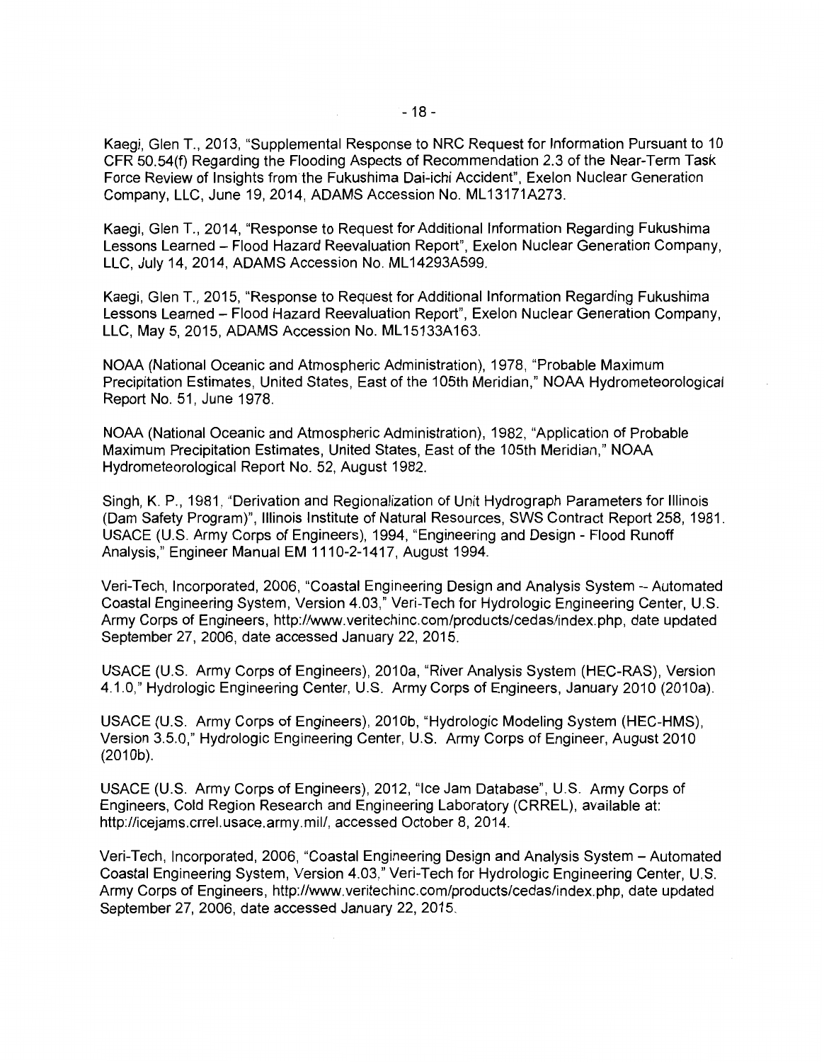Kaegi, Glen T., 2013, "Supplemental Response to NRC Request for Information Pursuant to 10 CFR 50.54(f) Regarding the Flooding Aspects of Recommendation 2.3 of the Near-Term Task Force Review of Insights from the Fukushima Dai-ichi Accident", Exelon Nuclear Generation Company, LLC, June 19, 2014, ADAMS Accession No. ML13171A273.

Kaegi, Glen T., 2014, "Response to Request for Additional Information Regarding Fukushima Lessons Learned – Flood Hazard Reevaluation Report", Exelon Nuclear Generation Company, LLC, July 14, 2014, ADAMS Accession No. ML14293A599.

Kaegi, Glen T., 2015, "Response to Request for Additional Information Regarding Fukushima Lessons Learned – Flood Hazard Reevaluation Report", Exelon Nuclear Generation Company, LLC, May 5, 2015, ADAMS Accession No. ML15133A163.

NOAA (National Oceanic and Atmospheric Administration), 1978, "Probable Maximum Precipitation Estimates, United States, East of the 105th Meridian," NOAA Hydrometeorological Report No. 51, June 1978.

NOAA (National Oceanic and Atmospheric Administration), 1982, "Application of Probable Maximum Precipitation Estimates, United States, East of the 105th Meridian," NOAA Hydrometeorological Report No. 52, August 1982.

Singh, K. P., 1981, "Derivation and Regionalization of Unit Hydrograph Parameters for Illinois (Dam Safety Program)", Illinois Institute of Natural Resources, SWS Contract Report 258, 1981. USACE (U.S. Army Corps of Engineers), 1994, "Engineering and Design - Flood Runoff Analysis," Engineer Manual EM 1110-2-1417, August 1994.

Veri-Tech, Incorporated, 2006, "Coastal Engineering Design and Analysis System – Automated Coastal Engineering System, Version 4.03," Veri-Tech for Hydrologic Engineering Center, U.S. Army Corps of Engineers, http://www.veritechinc.com/products/cedas/index.php, date updated September 27, 2006, date accessed January 22, 2015.

USACE (U.S. Army Corps of Engineers), 2010a, "River Analysis System (HEC-RAS), Version 4.1.0," Hydrologic Engineering Center, U.S. Army Corps of Engineers, January 2010 (2010a).

USACE (U.S. Army Corps of Engineers), 2010b, "Hydrologic Modeling System (HEC-HMS), Version 3.5.0," Hydrologic Engineering Center, U.S. Army Corps of Engineer, August 2010 (2010b).

USACE (U.S. Army Corps of Engineers), 2012, "Ice Jam Database", U.S. Army Corps of Engineers, Cold Region Research and Engineering Laboratory (CRREL), available at: http://icejams.crrel.usace.army.mil/, accessed October 8, 2014.

Veri-Tech, Incorporated, 2006, "Coastal Engineering Design and Analysis System – Automated Coastal Engineering System, Version 4.03," Veri-Tech for Hydrologic Engineering Center, U.S. Army Corps of Engineers, http://www.veritechinc.com/products/cedas/index.php, date updated September 27, 2006, date accessed January 22, 2015.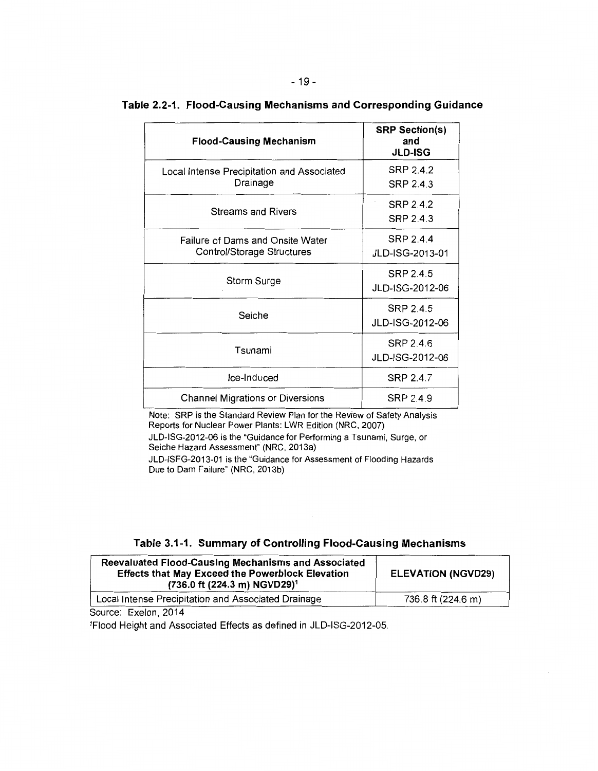**Table 2.2-1. Flood-Causing Mechanisms and Corresponding Guidance**

| Flood-Causing Mechanism | SRP Section(s) and JLD-ISG |
|---|---|
| Local Intense Precipitation and Associated Drainage | SRP 2.4.2<br>SRP 2.4.3 |
| Streams and Rivers | SRP 2.4.2<br>SRP 2.4.3 |
| Failure of Dams and Onsite Water Control/Storage Structures | SRP 2.4.4<br>JLD-ISG-2013-01 |
| Storm Surge | SRP 2.4.5<br>JLD-ISG-2012-06 |
| Seiche | SRP 2.4.5<br>JLD-ISG-2012-06 |
| Tsunami | SRP 2.4.6<br>JLD-ISG-2012-06 |
| Ice-Induced | SRP 2.4.7 |
| Channel Migrations or Diversions | SRP 2.4.9 |

Note: SRP is the Standard Review Plan for the Review of Safety Analysis Reports for Nuclear Power Plants: LWR Edition (NRC, 2007)

JLD-ISG-2012-06 is the "Guidance for Performing a Tsunami, Surge, or Seiche Hazard Assessment" (NRC, 2013a)

JLD-ISFG-2013-01 is the "Guidance for Assessment of Flooding Hazards Due to Dam Failure" (NRC, 2013b)

**Table 3.1-1. Summary of Controlling Flood-Causing Mechanisms**

| Reevaluated Flood-Causing Mechanisms and Associated Effects that May Exceed the Powerblock Elevation (736.0 ft (224.3 m) NGVD29)[1] | ELEVATION (NGVD29) |
|---|---|
| Local Intense Precipitation and Associated Drainage | 736.8 ft (224.6 m) |

Source: Exelon, 2014

[1]Flood Height and Associated Effects as defined in JLD-ISG-2012-05.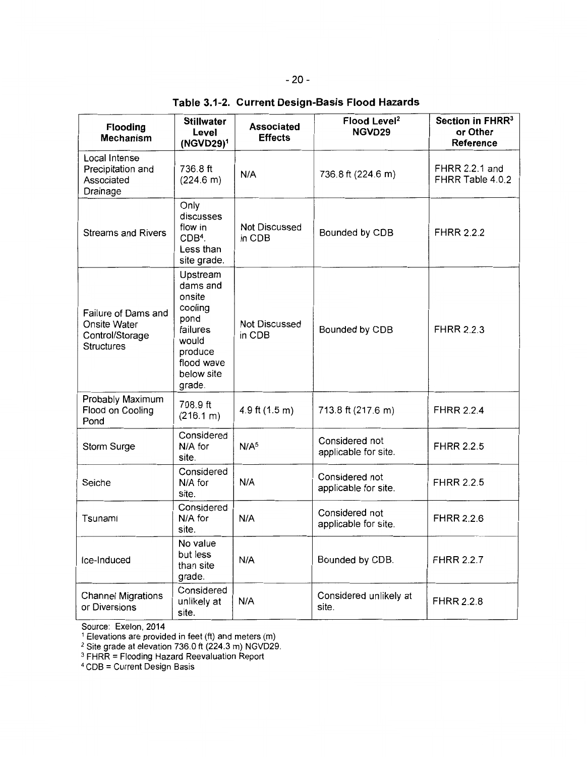**Table 3.1-2. Current Design-Basis Flood Hazards**

| Flooding Mechanism | Stillwater Level (NGVD29)[1] | Associated Effects | Flood Level[2] NGVD29 | Section in FHRR[3] or Other Reference |
|---|---|---|---|---|
| Local Intense Precipitation and Associated Drainage | 736.8 ft (224.6 m) | N/A | 736.8 ft (224.6 m) | FHRR 2.2.1 and FHRR Table 4.0.2 |
| Streams and Rivers | Only discusses flow in CDB[4]. Less than site grade. | Not Discussed in CDB | Bounded by CDB | FHRR 2.2.2 |
| Failure of Dams and Onsite Water Control/Storage Structures | Upstream dams and onsite cooling pond failures would produce flood wave below site grade. | Not Discussed in CDB | Bounded by CDB | FHRR 2.2.3 |
| Probably Maximum Flood on Cooling Pond | 708.9 ft (216.1 m) | 4.9 ft (1.5 m) | 713.8 ft (217.6 m) | FHRR 2.2.4 |
| Storm Surge | Considered N/A for site. | N/A[5] | Considered not applicable for site. | FHRR 2.2.5 |
| Seiche | Considered N/A for site. | N/A | Considered not applicable for site. | FHRR 2.2.5 |
| Tsunami | Considered N/A for site. | N/A | Considered not applicable for site. | FHRR 2.2.6 |
| Ice-Induced | No value but less than site grade. | N/A | Bounded by CDB. | FHRR 2.2.7 |
| Channel Migrations or Diversions | Considered unlikely at site. | N/A | Considered unlikely at site. | FHRR 2.2.8 |

Source: Exelon, 2014

[1] Elevations are provided in feet (ft) and meters (m)

[2] Site grade at elevation 736.0 ft (224.3 m) NGVD29.

[3] FHRR = Flooding Hazard Reevaluation Report

[4] CDB = Current Design Basis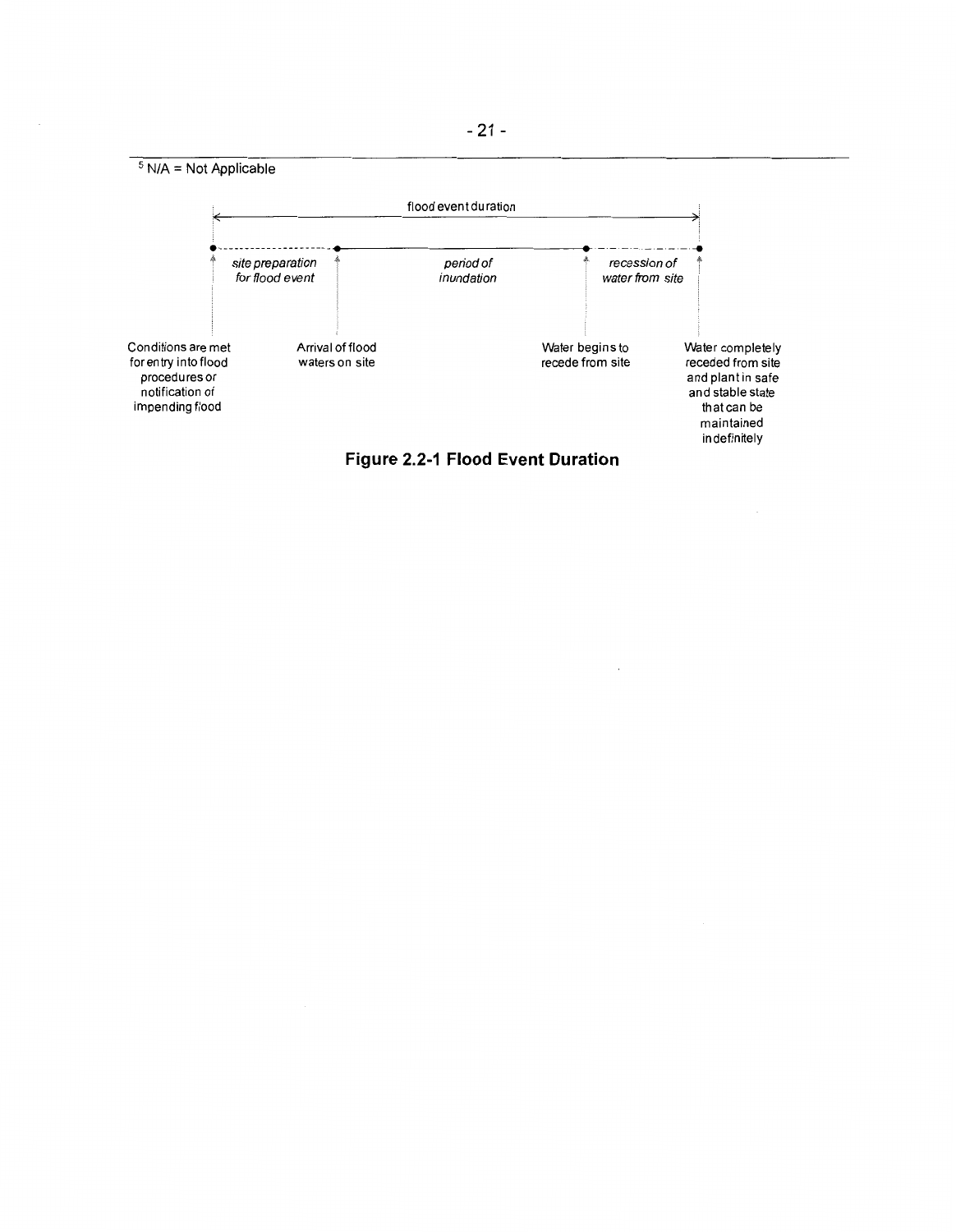[5] N/A = Not Applicable

flood event duration

*site preparation for flood event* | *period of inundation* | *recession of water from site*

Conditions are met for entry into flood procedures or notification of impending flood

Arrival of flood waters on site

Water begins to recede from site

Water completely receded from site and plant in safe and stable state that can be maintained indefinitely

**Figure 2.2-1 Flood Event Duration**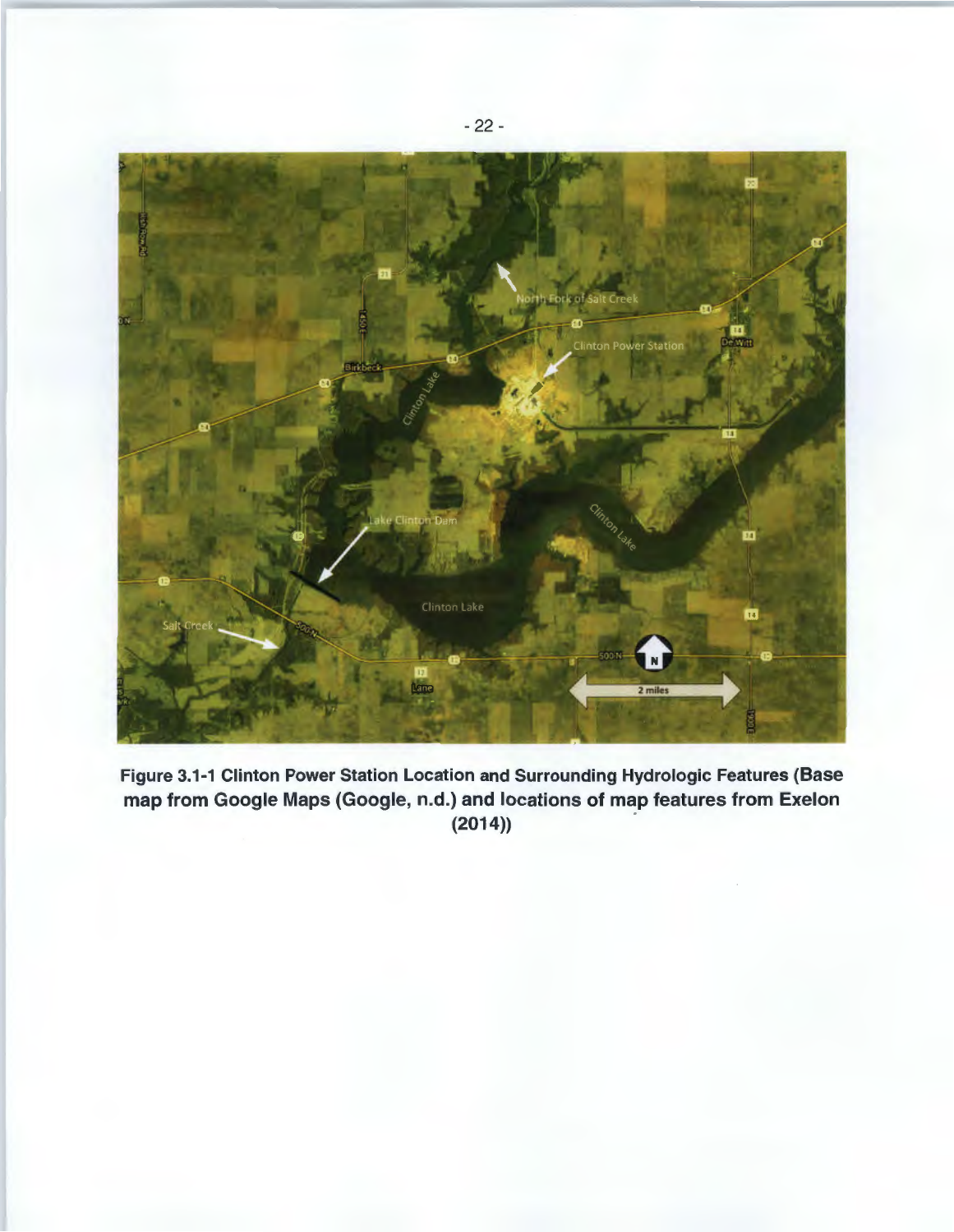**Figure 3.1-1 Clinton Power Station Location and Surrounding Hydrologic Features (Base map from Google Maps (Google, n.d.) and locations of map features from Exelon (2014))**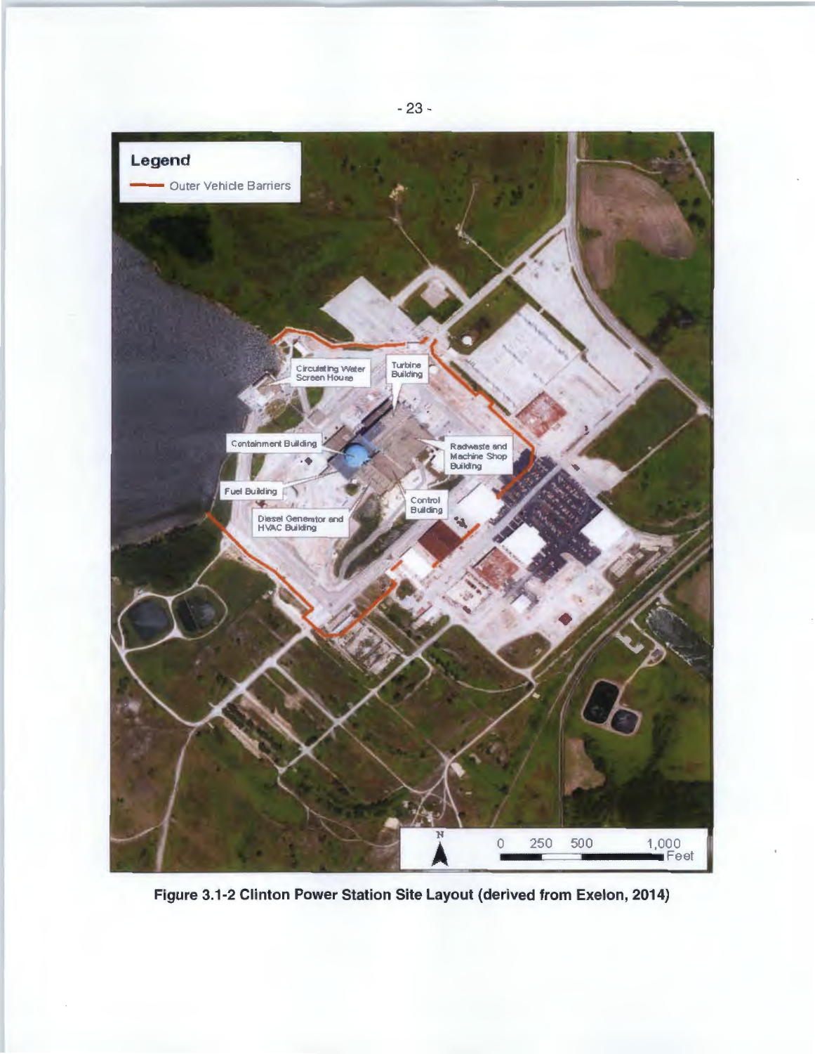Figure 3.1-2 Clinton Power Station Site Layout (derived from Exelon, 2014)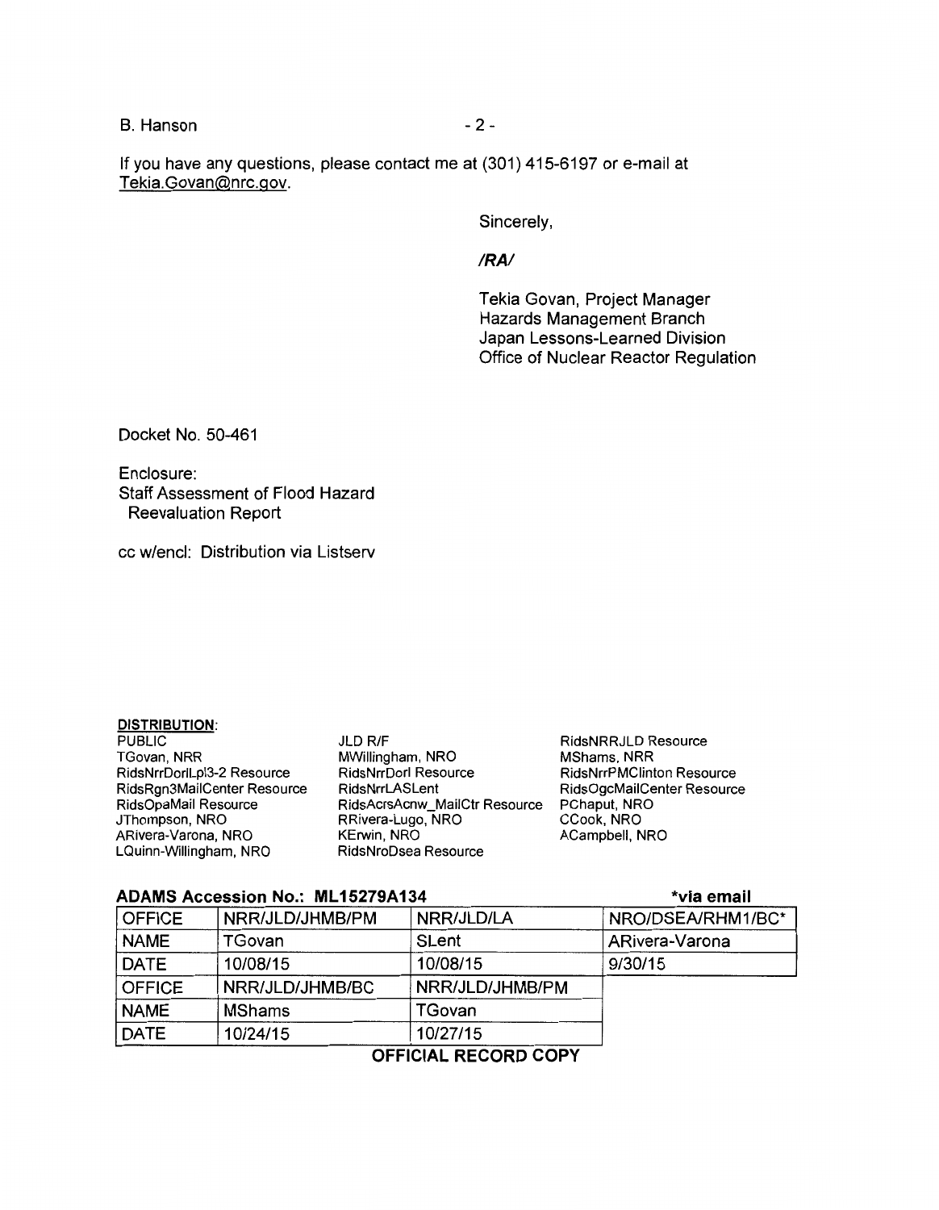If you have any questions, please contact me at (301) 415-6197 or e-mail at Tekia.Govan@nrc.gov.

Sincerely,

***/RA/***

Tekia Govan, Project Manager
Hazards Management Branch
Japan Lessons-Learned Division
Office of Nuclear Reactor Regulation

Docket No. 50-461

Enclosure:
Staff Assessment of Flood Hazard
Reevaluation Report

cc w/encl: Distribution via Listserv

**DISTRIBUTION**:

| | | |
|---|---|---|
| PUBLIC | JLD R/F | RidsNRRJLD Resource |
| TGovan, NRR | MWillingham, NRO | MShams, NRR |
| RidsNrrDorlLpl3-2 Resource | RidsNrrDorl Resource | RidsNrrPMClinton Resource |
| RidsRgn3MailCenter Resource | RidsNrrLASLent | RidsOgcMailCenter Resource |
| RidsOpaMail Resource | RidsAcrsAcnw_MailCtr Resource | PChaput, NRO |
| JThompson, NRO | RRivera-Lugo, NRO | CCook, NRO |
| ARivera-Varona, NRO | KErwin, NRO | ACampbell, NRO |
| LQuinn-Willingham, NRO | RidsNroDsea Resource | |

**ADAMS Accession No.: ML15279A134** **\*via email**

| OFFICE | NRR/JLD/JHMB/PM | NRR/JLD/LA | NRO/DSEA/RHM1/BC* |
|---|---|---|---|
| NAME | TGovan | SLent | ARivera-Varona |
| DATE | 10/08/15 | 10/08/15 | 9/30/15 |
| OFFICE | NRR/JLD/JHMB/BC | NRR/JLD/JHMB/PM | |
| NAME | MShams | TGovan | |
| DATE | 10/24/15 | 10/27/15 | |

**OFFICIAL RECORD COPY**